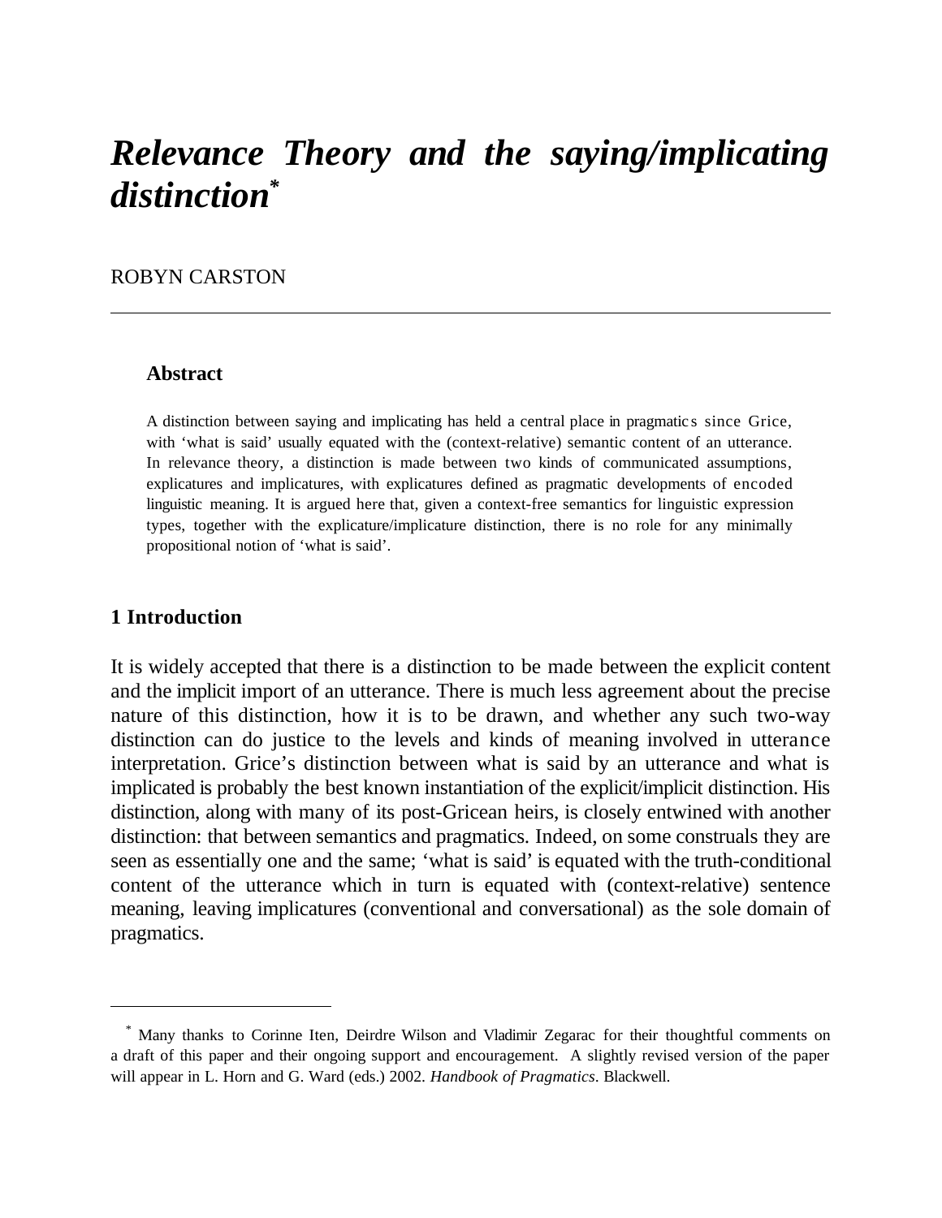# *Relevance Theory and the saying/implicating distinction*[*]

ROBYN CARSTON

---

### Abstract

A distinction between saying and implicating has held a central place in pragmatics since Grice, with 'what is said' usually equated with the (context-relative) semantic content of an utterance. In relevance theory, a distinction is made between two kinds of communicated assumptions, explicatures and implicatures, with explicatures defined as pragmatic developments of encoded linguistic meaning. It is argued here that, given a context-free semantics for linguistic expression types, together with the explicature/implicature distinction, there is no role for any minimally propositional notion of 'what is said'.

## 1 Introduction

It is widely accepted that there is a distinction to be made between the explicit content and the implicit import of an utterance. There is much less agreement about the precise nature of this distinction, how it is to be drawn, and whether any such two-way distinction can do justice to the levels and kinds of meaning involved in utterance interpretation. Grice's distinction between what is said by an utterance and what is implicated is probably the best known instantiation of the explicit/implicit distinction. His distinction, along with many of its post-Gricean heirs, is closely entwined with another distinction: that between semantics and pragmatics. Indeed, on some construals they are seen as essentially one and the same; 'what is said' is equated with the truth-conditional content of the utterance which in turn is equated with (context-relative) sentence meaning, leaving implicatures (conventional and conversational) as the sole domain of pragmatics.

---

[*] Many thanks to Corinne Iten, Deirdre Wilson and Vladimir Zegarac for their thoughtful comments on a draft of this paper and their ongoing support and encouragement. A slightly revised version of the paper will appear in L. Horn and G. Ward (eds.) 2002. *Handbook of Pragmatics*. Blackwell.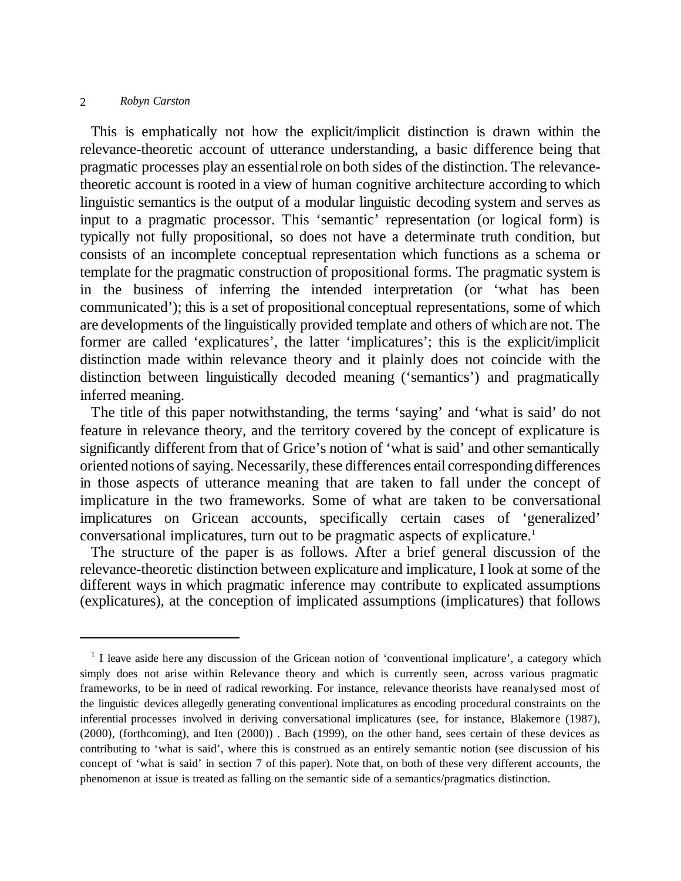This is emphatically not how the explicit/implicit distinction is drawn within the relevance-theoretic account of utterance understanding, a basic difference being that pragmatic processes play an essential role on both sides of the distinction. The relevance-theoretic account is rooted in a view of human cognitive architecture according to which linguistic semantics is the output of a modular linguistic decoding system and serves as input to a pragmatic processor. This 'semantic' representation (or logical form) is typically not fully propositional, so does not have a determinate truth condition, but consists of an incomplete conceptual representation which functions as a schema or template for the pragmatic construction of propositional forms. The pragmatic system is in the business of inferring the intended interpretation (or 'what has been communicated'); this is a set of propositional conceptual representations, some of which are developments of the linguistically provided template and others of which are not. The former are called 'explicatures', the latter 'implicatures'; this is the explicit/implicit distinction made within relevance theory and it plainly does not coincide with the distinction between linguistically decoded meaning ('semantics') and pragmatically inferred meaning.

The title of this paper notwithstanding, the terms 'saying' and 'what is said' do not feature in relevance theory, and the territory covered by the concept of explicature is significantly different from that of Grice's notion of 'what is said' and other semantically oriented notions of saying. Necessarily, these differences entail corresponding differences in those aspects of utterance meaning that are taken to fall under the concept of implicature in the two frameworks. Some of what are taken to be conversational implicatures on Gricean accounts, specifically certain cases of 'generalized' conversational implicatures, turn out to be pragmatic aspects of explicature.[1]

The structure of the paper is as follows. After a brief general discussion of the relevance-theoretic distinction between explicature and implicature, I look at some of the different ways in which pragmatic inference may contribute to explicated assumptions (explicatures), at the conception of implicated assumptions (implicatures) that follows

---

[1] I leave aside here any discussion of the Gricean notion of 'conventional implicature', a category which simply does not arise within Relevance theory and which is currently seen, across various pragmatic frameworks, to be in need of radical reworking. For instance, relevance theorists have reanalysed most of the linguistic devices allegedly generating conventional implicatures as encoding procedural constraints on the inferential processes involved in deriving conversational implicatures (see, for instance, Blakemore (1987), (2000), (forthcoming), and Iten (2000)) . Bach (1999), on the other hand, sees certain of these devices as contributing to 'what is said', where this is construed as an entirely semantic notion (see discussion of his concept of 'what is said' in section 7 of this paper). Note that, on both of these very different accounts, the phenomenon at issue is treated as falling on the semantic side of a semantics/pragmatics distinction.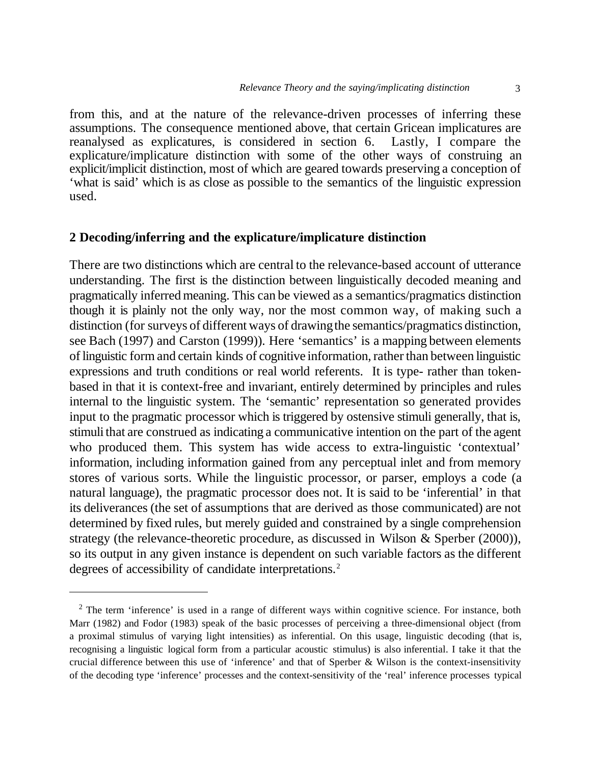from this, and at the nature of the relevance-driven processes of inferring these assumptions. The consequence mentioned above, that certain Gricean implicatures are reanalysed as explicatures, is considered in section 6. Lastly, I compare the explicature/implicature distinction with some of the other ways of construing an explicit/implicit distinction, most of which are geared towards preserving a conception of 'what is said' which is as close as possible to the semantics of the linguistic expression used.

## 2 Decoding/inferring and the explicature/implicature distinction

There are two distinctions which are central to the relevance-based account of utterance understanding. The first is the distinction between linguistically decoded meaning and pragmatically inferred meaning. This can be viewed as a semantics/pragmatics distinction though it is plainly not the only way, nor the most common way, of making such a distinction (for surveys of different ways of drawing the semantics/pragmatics distinction, see Bach (1997) and Carston (1999)). Here 'semantics' is a mapping between elements of linguistic form and certain kinds of cognitive information, rather than between linguistic expressions and truth conditions or real world referents. It is type- rather than token-based in that it is context-free and invariant, entirely determined by principles and rules internal to the linguistic system. The 'semantic' representation so generated provides input to the pragmatic processor which is triggered by ostensive stimuli generally, that is, stimuli that are construed as indicating a communicative intention on the part of the agent who produced them. This system has wide access to extra-linguistic 'contextual' information, including information gained from any perceptual inlet and from memory stores of various sorts. While the linguistic processor, or parser, employs a code (a natural language), the pragmatic processor does not. It is said to be 'inferential' in that its deliverances (the set of assumptions that are derived as those communicated) are not determined by fixed rules, but merely guided and constrained by a single comprehension strategy (the relevance-theoretic procedure, as discussed in Wilson & Sperber (2000)), so its output in any given instance is dependent on such variable factors as the different degrees of accessibility of candidate interpretations.[2]

---

[2] The term 'inference' is used in a range of different ways within cognitive science. For instance, both Marr (1982) and Fodor (1983) speak of the basic processes of perceiving a three-dimensional object (from a proximal stimulus of varying light intensities) as inferential. On this usage, linguistic decoding (that is, recognising a linguistic logical form from a particular acoustic stimulus) is also inferential. I take it that the crucial difference between this use of 'inference' and that of Sperber & Wilson is the context-insensitivity of the decoding type 'inference' processes and the context-sensitivity of the 'real' inference processes typical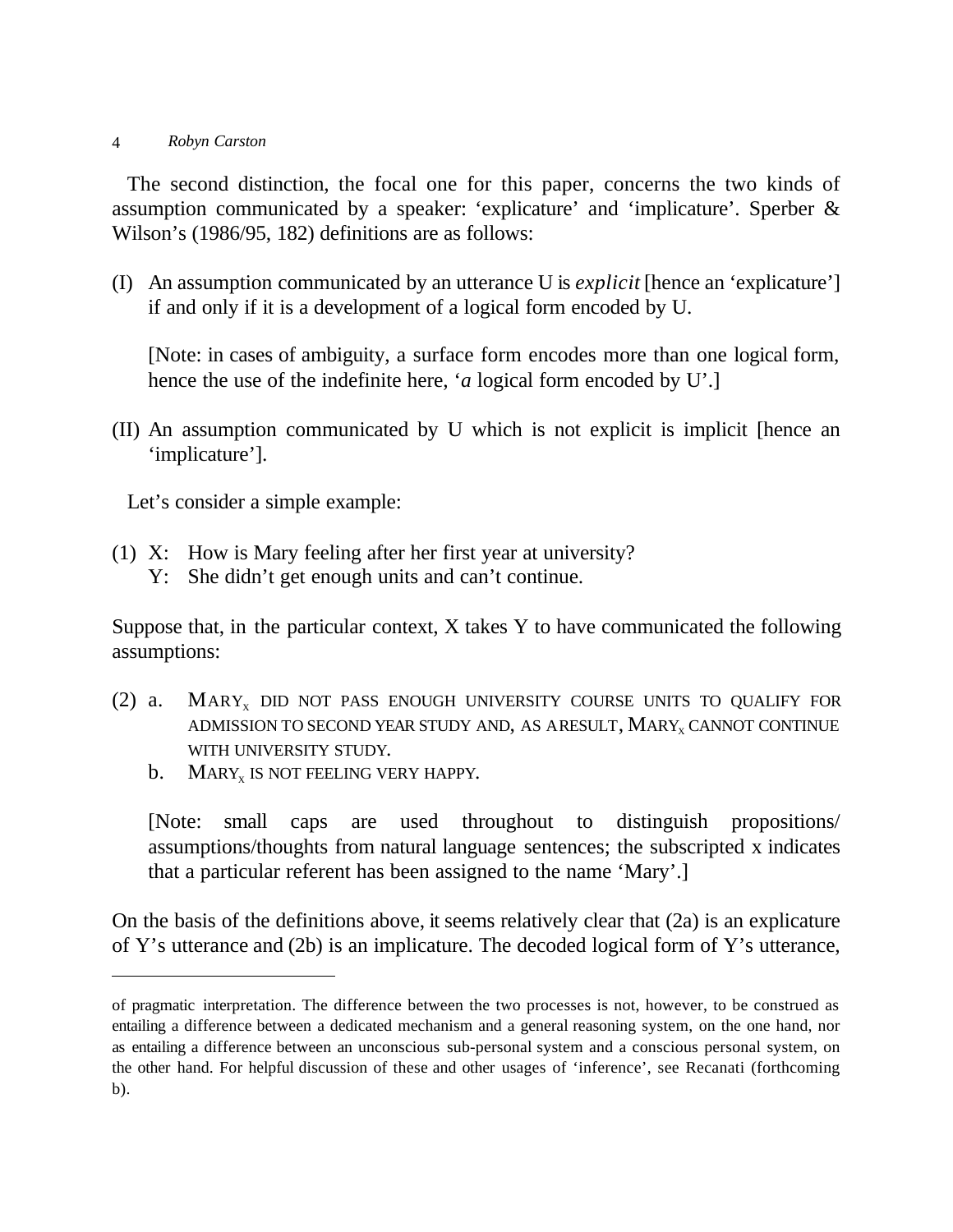The second distinction, the focal one for this paper, concerns the two kinds of assumption communicated by a speaker: 'explicature' and 'implicature'. Sperber & Wilson's (1986/95, 182) definitions are as follows:

(I) An assumption communicated by an utterance U is *explicit* [hence an 'explicature'] if and only if it is a development of a logical form encoded by U.

[Note: in cases of ambiguity, a surface form encodes more than one logical form, hence the use of the indefinite here, '*a* logical form encoded by U'.]

(II) An assumption communicated by U which is not explicit is implicit [hence an 'implicature'].

Let's consider a simple example:

(1) X: How is Mary feeling after her first year at university?
Y: She didn't get enough units and can't continue.

Suppose that, in the particular context, X takes Y to have communicated the following assumptions:

(2) a. $\text{MARY}_x$ DID NOT PASS ENOUGH UNIVERSITY COURSE UNITS TO QUALIFY FOR ADMISSION TO SECOND YEAR STUDY AND, AS A RESULT, $\text{MARY}_x$ CANNOT CONTINUE WITH UNIVERSITY STUDY.
b. $\text{MARY}_x$ IS NOT FEELING VERY HAPPY.

[Note: small caps are used throughout to distinguish propositions/ assumptions/thoughts from natural language sentences; the subscripted x indicates that a particular referent has been assigned to the name 'Mary'.]

On the basis of the definitions above, it seems relatively clear that (2a) is an explicature of Y's utterance and (2b) is an implicature. The decoded logical form of Y's utterance,

---

of pragmatic interpretation. The difference between the two processes is not, however, to be construed as entailing a difference between a dedicated mechanism and a general reasoning system, on the one hand, nor as entailing a difference between an unconscious sub-personal system and a conscious personal system, on the other hand. For helpful discussion of these and other usages of 'inference', see Recanati (forthcoming b).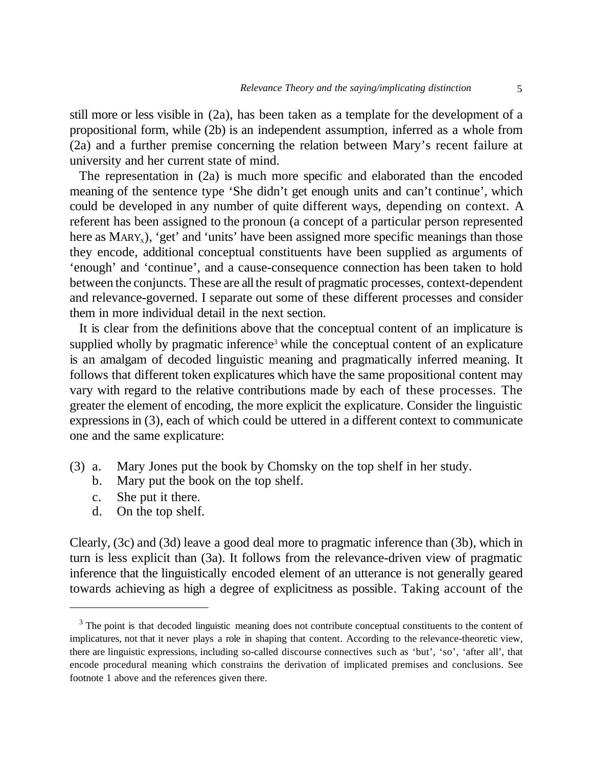still more or less visible in (2a), has been taken as a template for the development of a propositional form, while (2b) is an independent assumption, inferred as a whole from (2a) and a further premise concerning the relation between Mary's recent failure at university and her current state of mind.

The representation in (2a) is much more specific and elaborated than the encoded meaning of the sentence type 'She didn't get enough units and can't continue', which could be developed in any number of quite different ways, depending on context. A referent has been assigned to the pronoun (a concept of a particular person represented here as $\text{M}{\scriptsize\text{ARY}}_X$), 'get' and 'units' have been assigned more specific meanings than those they encode, additional conceptual constituents have been supplied as arguments of 'enough' and 'continue', and a cause-consequence connection has been taken to hold between the conjuncts. These are all the result of pragmatic processes, context-dependent and relevance-governed. I separate out some of these different processes and consider them in more individual detail in the next section.

It is clear from the definitions above that the conceptual content of an implicature is supplied wholly by pragmatic inference[3] while the conceptual content of an explicature is an amalgam of decoded linguistic meaning and pragmatically inferred meaning. It follows that different token explicatures which have the same propositional content may vary with regard to the relative contributions made by each of these processes. The greater the element of encoding, the more explicit the explicature. Consider the linguistic expressions in (3), each of which could be uttered in a different context to communicate one and the same explicature:

(3) a. Mary Jones put the book by Chomsky on the top shelf in her study.
    b. Mary put the book on the top shelf.
    c. She put it there.
    d. On the top shelf.

Clearly, (3c) and (3d) leave a good deal more to pragmatic inference than (3b), which in turn is less explicit than (3a). It follows from the relevance-driven view of pragmatic inference that the linguistically encoded element of an utterance is not generally geared towards achieving as high a degree of explicitness as possible. Taking account of the

---

[3] The point is that decoded linguistic meaning does not contribute conceptual constituents to the content of implicatures, not that it never plays a role in shaping that content. According to the relevance-theoretic view, there are linguistic expressions, including so-called discourse connectives such as 'but', 'so', 'after all', that encode procedural meaning which constrains the derivation of implicated premises and conclusions. See footnote 1 above and the references given there.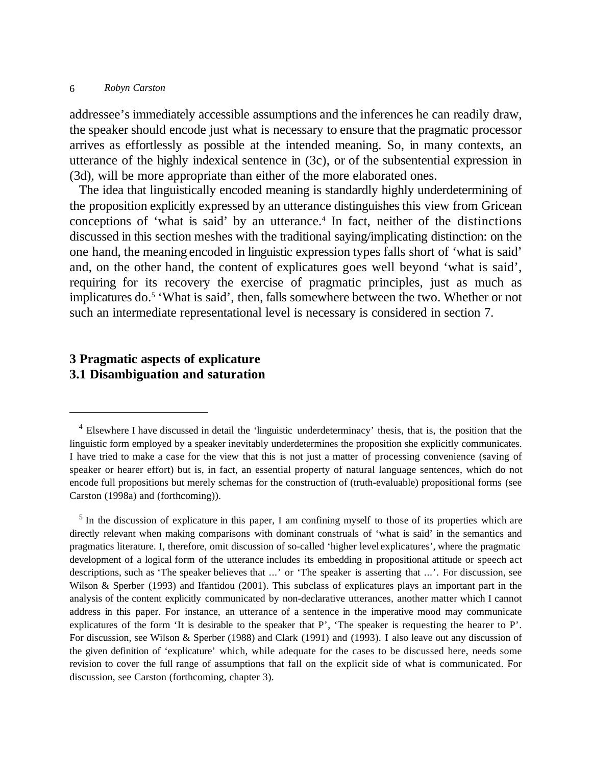addressee's immediately accessible assumptions and the inferences he can readily draw, the speaker should encode just what is necessary to ensure that the pragmatic processor arrives as effortlessly as possible at the intended meaning. So, in many contexts, an utterance of the highly indexical sentence in (3c), or of the subsentential expression in (3d), will be more appropriate than either of the more elaborated ones.

The idea that linguistically encoded meaning is standardly highly underdetermining of the proposition explicitly expressed by an utterance distinguishes this view from Gricean conceptions of 'what is said' by an utterance.[4] In fact, neither of the distinctions discussed in this section meshes with the traditional saying/implicating distinction: on the one hand, the meaning encoded in linguistic expression types falls short of 'what is said' and, on the other hand, the content of explicatures goes well beyond 'what is said', requiring for its recovery the exercise of pragmatic principles, just as much as implicatures do.[5] 'What is said', then, falls somewhere between the two. Whether or not such an intermediate representational level is necessary is considered in section 7.

## 3 Pragmatic aspects of explicature

### 3.1 Disambiguation and saturation

---

[4] Elsewhere I have discussed in detail the 'linguistic underdeterminacy' thesis, that is, the position that the linguistic form employed by a speaker inevitably underdetermines the proposition she explicitly communicates. I have tried to make a case for the view that this is not just a matter of processing convenience (saving of speaker or hearer effort) but is, in fact, an essential property of natural language sentences, which do not encode full propositions but merely schemas for the construction of (truth-evaluable) propositional forms (see Carston (1998a) and (forthcoming)).

[5] In the discussion of explicature in this paper, I am confining myself to those of its properties which are directly relevant when making comparisons with dominant construals of 'what is said' in the semantics and pragmatics literature. I, therefore, omit discussion of so-called 'higher level explicatures', where the pragmatic development of a logical form of the utterance includes its embedding in propositional attitude or speech act descriptions, such as 'The speaker believes that ...' or 'The speaker is asserting that ...'. For discussion, see Wilson & Sperber (1993) and Ifantidou (2001). This subclass of explicatures plays an important part in the analysis of the content explicitly communicated by non-declarative utterances, another matter which I cannot address in this paper. For instance, an utterance of a sentence in the imperative mood may communicate explicatures of the form 'It is desirable to the speaker that P', 'The speaker is requesting the hearer to P'. For discussion, see Wilson & Sperber (1988) and Clark (1991) and (1993). I also leave out any discussion of the given definition of 'explicature' which, while adequate for the cases to be discussed here, needs some revision to cover the full range of assumptions that fall on the explicit side of what is communicated. For discussion, see Carston (forthcoming, chapter 3).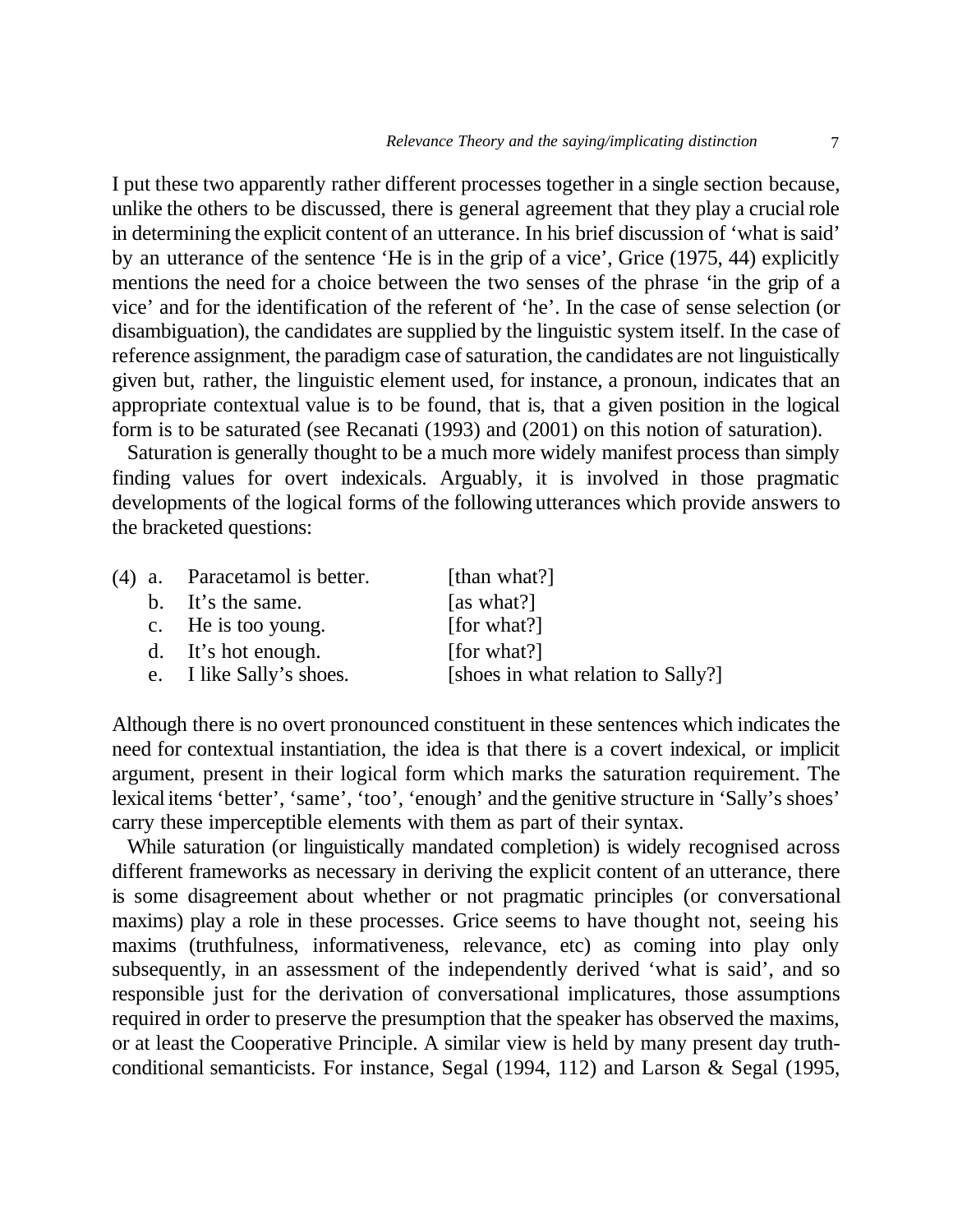I put these two apparently rather different processes together in a single section because, unlike the others to be discussed, there is general agreement that they play a crucial role in determining the explicit content of an utterance. In his brief discussion of 'what is said' by an utterance of the sentence 'He is in the grip of a vice', Grice (1975, 44) explicitly mentions the need for a choice between the two senses of the phrase 'in the grip of a vice' and for the identification of the referent of 'he'. In the case of sense selection (or disambiguation), the candidates are supplied by the linguistic system itself. In the case of reference assignment, the paradigm case of saturation, the candidates are not linguistically given but, rather, the linguistic element used, for instance, a pronoun, indicates that an appropriate contextual value is to be found, that is, that a given position in the logical form is to be saturated (see Recanati (1993) and (2001) on this notion of saturation).

Saturation is generally thought to be a much more widely manifest process than simply finding values for overt indexicals. Arguably, it is involved in those pragmatic developments of the logical forms of the following utterances which provide answers to the bracketed questions:

(4) a. Paracetamol is better. [than what?]
    b. It's the same. [as what?]
    c. He is too young. [for what?]
    d. It's hot enough. [for what?]
    e. I like Sally's shoes. [shoes in what relation to Sally?]

Although there is no overt pronounced constituent in these sentences which indicates the need for contextual instantiation, the idea is that there is a covert indexical, or implicit argument, present in their logical form which marks the saturation requirement. The lexical items 'better', 'same', 'too', 'enough' and the genitive structure in 'Sally's shoes' carry these imperceptible elements with them as part of their syntax.

While saturation (or linguistically mandated completion) is widely recognised across different frameworks as necessary in deriving the explicit content of an utterance, there is some disagreement about whether or not pragmatic principles (or conversational maxims) play a role in these processes. Grice seems to have thought not, seeing his maxims (truthfulness, informativeness, relevance, etc) as coming into play only subsequently, in an assessment of the independently derived 'what is said', and so responsible just for the derivation of conversational implicatures, those assumptions required in order to preserve the presumption that the speaker has observed the maxims, or at least the Cooperative Principle. A similar view is held by many present day truth-conditional semanticists. For instance, Segal (1994, 112) and Larson & Segal (1995,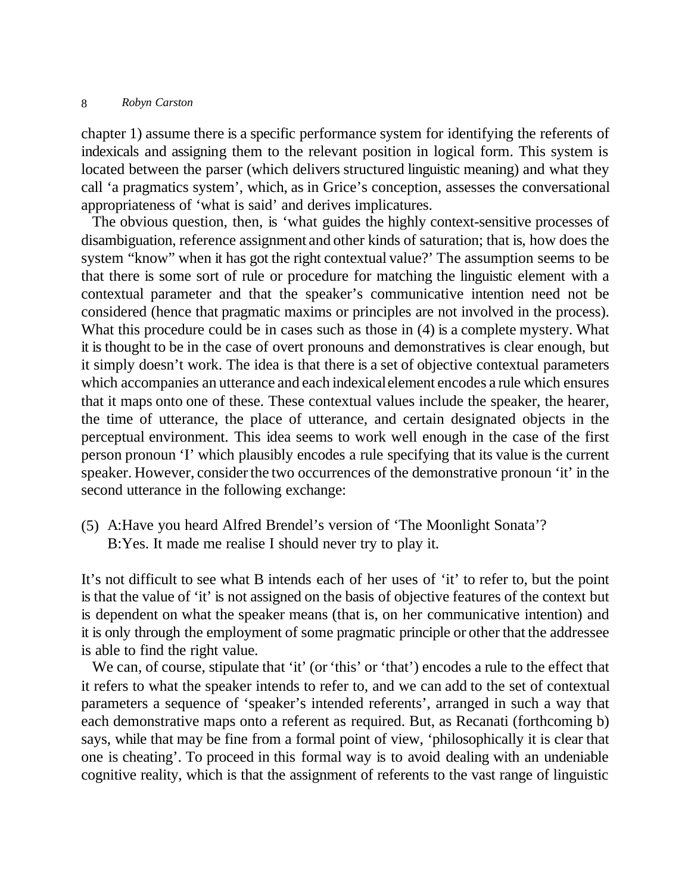chapter 1) assume there is a specific performance system for identifying the referents of indexicals and assigning them to the relevant position in logical form. This system is located between the parser (which delivers structured linguistic meaning) and what they call 'a pragmatics system', which, as in Grice's conception, assesses the conversational appropriateness of 'what is said' and derives implicatures.

The obvious question, then, is 'what guides the highly context-sensitive processes of disambiguation, reference assignment and other kinds of saturation; that is, how does the system "know" when it has got the right contextual value?' The assumption seems to be that there is some sort of rule or procedure for matching the linguistic element with a contextual parameter and that the speaker's communicative intention need not be considered (hence that pragmatic maxims or principles are not involved in the process). What this procedure could be in cases such as those in (4) is a complete mystery. What it is thought to be in the case of overt pronouns and demonstratives is clear enough, but it simply doesn't work. The idea is that there is a set of objective contextual parameters which accompanies an utterance and each indexical element encodes a rule which ensures that it maps onto one of these. These contextual values include the speaker, the hearer, the time of utterance, the place of utterance, and certain designated objects in the perceptual environment. This idea seems to work well enough in the case of the first person pronoun 'I' which plausibly encodes a rule specifying that its value is the current speaker. However, consider the two occurrences of the demonstrative pronoun 'it' in the second utterance in the following exchange:

(5) A:Have you heard Alfred Brendel's version of 'The Moonlight Sonata'?
B:Yes. It made me realise I should never try to play it.

It's not difficult to see what B intends each of her uses of 'it' to refer to, but the point is that the value of 'it' is not assigned on the basis of objective features of the context but is dependent on what the speaker means (that is, on her communicative intention) and it is only through the employment of some pragmatic principle or other that the addressee is able to find the right value.

We can, of course, stipulate that 'it' (or 'this' or 'that') encodes a rule to the effect that it refers to what the speaker intends to refer to, and we can add to the set of contextual parameters a sequence of 'speaker's intended referents', arranged in such a way that each demonstrative maps onto a referent as required. But, as Recanati (forthcoming b) says, while that may be fine from a formal point of view, 'philosophically it is clear that one is cheating'. To proceed in this formal way is to avoid dealing with an undeniable cognitive reality, which is that the assignment of referents to the vast range of linguistic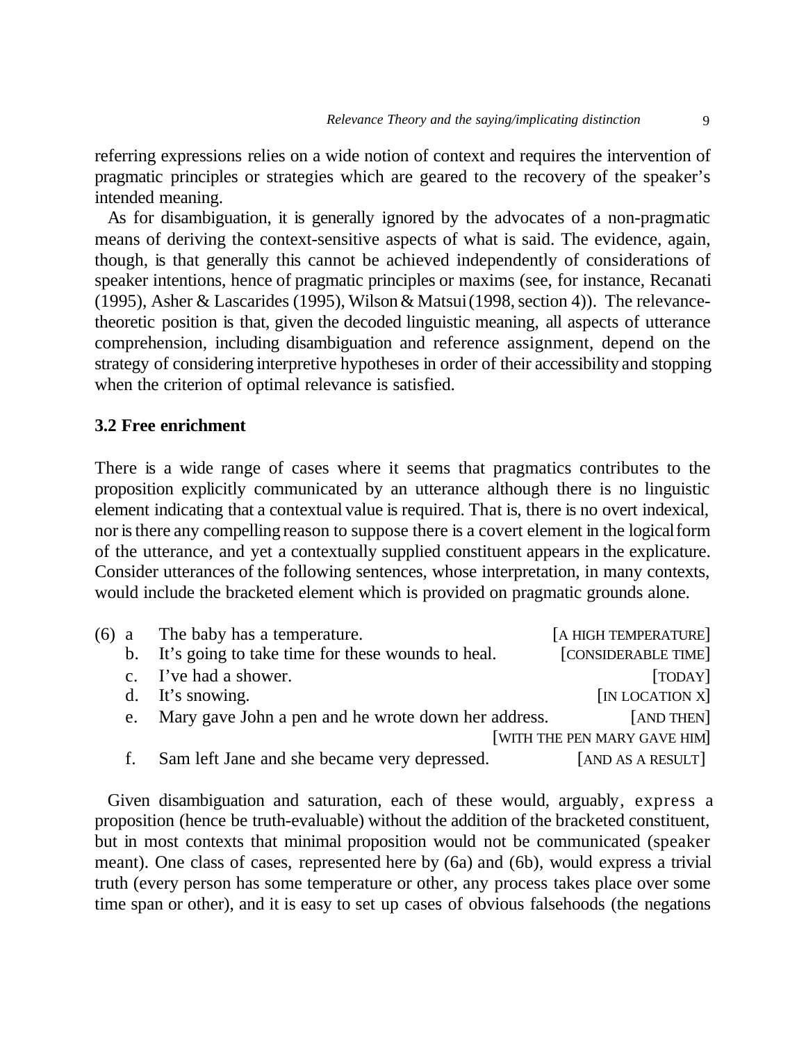referring expressions relies on a wide notion of context and requires the intervention of pragmatic principles or strategies which are geared to the recovery of the speaker's intended meaning.

As for disambiguation, it is generally ignored by the advocates of a non-pragmatic means of deriving the context-sensitive aspects of what is said. The evidence, again, though, is that generally this cannot be achieved independently of considerations of speaker intentions, hence of pragmatic principles or maxims (see, for instance, Recanati (1995), Asher & Lascarides (1995), Wilson & Matsui (1998, section 4)). The relevance-theoretic position is that, given the decoded linguistic meaning, all aspects of utterance comprehension, including disambiguation and reference assignment, depend on the strategy of considering interpretive hypotheses in order of their accessibility and stopping when the criterion of optimal relevance is satisfied.

### 3.2 Free enrichment

There is a wide range of cases where it seems that pragmatics contributes to the proposition explicitly communicated by an utterance although there is no linguistic element indicating that a contextual value is required. That is, there is no overt indexical, nor is there any compelling reason to suppose there is a covert element in the logical form of the utterance, and yet a contextually supplied constituent appears in the explicature. Consider utterances of the following sentences, whose interpretation, in many contexts, would include the bracketed element which is provided on pragmatic grounds alone.

(6) a The baby has a temperature. [A HIGH TEMPERATURE]
b. It's going to take time for these wounds to heal. [CONSIDERABLE TIME]
c. I've had a shower. [TODAY]
d. It's snowing. [IN LOCATION X]
e. Mary gave John a pen and he wrote down her address. [AND THEN] [WITH THE PEN MARY GAVE HIM]
f. Sam left Jane and she became very depressed. [AND AS A RESULT]

Given disambiguation and saturation, each of these would, arguably, express a proposition (hence be truth-evaluable) without the addition of the bracketed constituent, but in most contexts that minimal proposition would not be communicated (speaker meant). One class of cases, represented here by (6a) and (6b), would express a trivial truth (every person has some temperature or other, any process takes place over some time span or other), and it is easy to set up cases of obvious falsehoods (the negations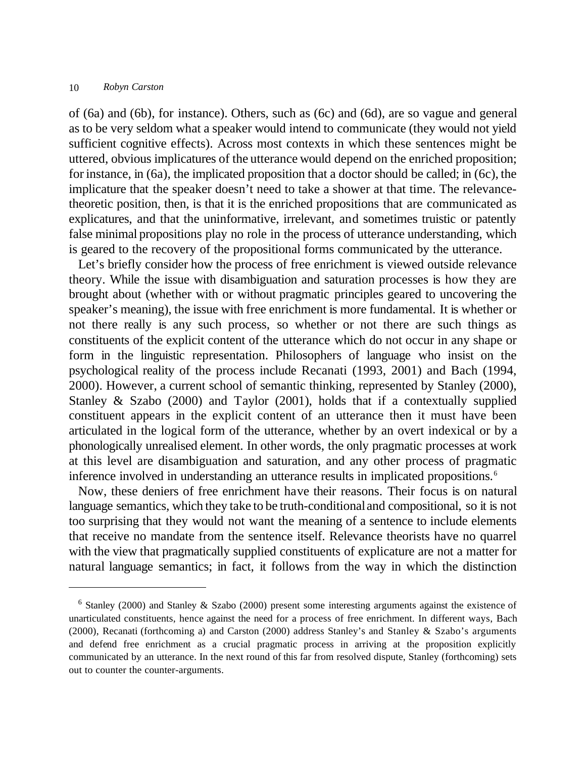of (6a) and (6b), for instance). Others, such as (6c) and (6d), are so vague and general as to be very seldom what a speaker would intend to communicate (they would not yield sufficient cognitive effects). Across most contexts in which these sentences might be uttered, obvious implicatures of the utterance would depend on the enriched proposition; for instance, in (6a), the implicated proposition that a doctor should be called; in (6c), the implicature that the speaker doesn't need to take a shower at that time. The relevance-theoretic position, then, is that it is the enriched propositions that are communicated as explicatures, and that the uninformative, irrelevant, and sometimes truistic or patently false minimal propositions play no role in the process of utterance understanding, which is geared to the recovery of the propositional forms communicated by the utterance.

Let's briefly consider how the process of free enrichment is viewed outside relevance theory. While the issue with disambiguation and saturation processes is how they are brought about (whether with or without pragmatic principles geared to uncovering the speaker's meaning), the issue with free enrichment is more fundamental. It is whether or not there really is any such process, so whether or not there are such things as constituents of the explicit content of the utterance which do not occur in any shape or form in the linguistic representation. Philosophers of language who insist on the psychological reality of the process include Recanati (1993, 2001) and Bach (1994, 2000). However, a current school of semantic thinking, represented by Stanley (2000), Stanley & Szabo (2000) and Taylor (2001), holds that if a contextually supplied constituent appears in the explicit content of an utterance then it must have been articulated in the logical form of the utterance, whether by an overt indexical or by a phonologically unrealised element. In other words, the only pragmatic processes at work at this level are disambiguation and saturation, and any other process of pragmatic inference involved in understanding an utterance results in implicated propositions.[6]

Now, these deniers of free enrichment have their reasons. Their focus is on natural language semantics, which they take to be truth-conditional and compositional, so it is not too surprising that they would not want the meaning of a sentence to include elements that receive no mandate from the sentence itself. Relevance theorists have no quarrel with the view that pragmatically supplied constituents of explicature are not a matter for natural language semantics; in fact, it follows from the way in which the distinction

---

[6] Stanley (2000) and Stanley & Szabo (2000) present some interesting arguments against the existence of unarticulated constituents, hence against the need for a process of free enrichment. In different ways, Bach (2000), Recanati (forthcoming a) and Carston (2000) address Stanley's and Stanley & Szabo's arguments and defend free enrichment as a crucial pragmatic process in arriving at the proposition explicitly communicated by an utterance. In the next round of this far from resolved dispute, Stanley (forthcoming) sets out to counter the counter-arguments.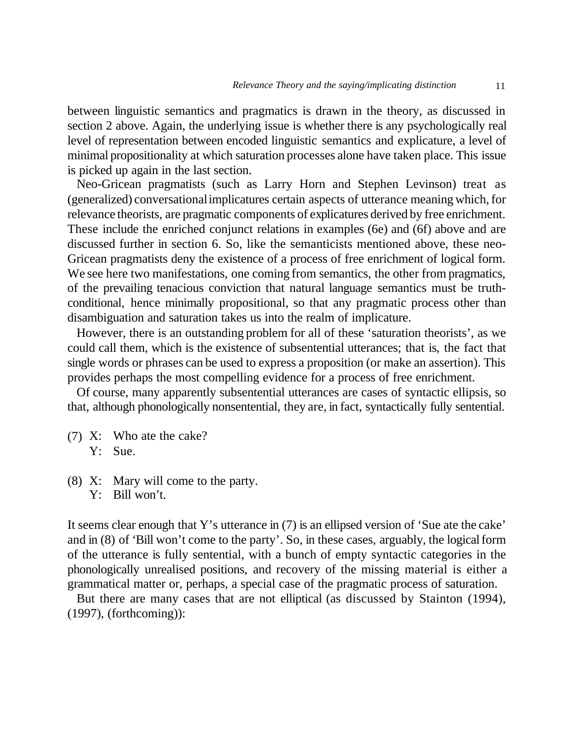between linguistic semantics and pragmatics is drawn in the theory, as discussed in section 2 above. Again, the underlying issue is whether there is any psychologically real level of representation between encoded linguistic semantics and explicature, a level of minimal propositionality at which saturation processes alone have taken place. This issue is picked up again in the last section.

Neo-Gricean pragmatists (such as Larry Horn and Stephen Levinson) treat as (generalized) conversational implicatures certain aspects of utterance meaning which, for relevance theorists, are pragmatic components of explicatures derived by free enrichment. These include the enriched conjunct relations in examples (6e) and (6f) above and are discussed further in section 6. So, like the semanticists mentioned above, these neo-Gricean pragmatists deny the existence of a process of free enrichment of logical form. We see here two manifestations, one coming from semantics, the other from pragmatics, of the prevailing tenacious conviction that natural language semantics must be truth-conditional, hence minimally propositional, so that any pragmatic process other than disambiguation and saturation takes us into the realm of implicature.

However, there is an outstanding problem for all of these 'saturation theorists', as we could call them, which is the existence of subsentential utterances; that is, the fact that single words or phrases can be used to express a proposition (or make an assertion). This provides perhaps the most compelling evidence for a process of free enrichment.

Of course, many apparently subsentential utterances are cases of syntactic ellipsis, so that, although phonologically nonsentential, they are, in fact, syntactically fully sentential.

(7) X: Who ate the cake?
    Y: Sue.

(8) X: Mary will come to the party.
    Y: Bill won't.

It seems clear enough that Y's utterance in (7) is an ellipsed version of 'Sue ate the cake' and in (8) of 'Bill won't come to the party'. So, in these cases, arguably, the logical form of the utterance is fully sentential, with a bunch of empty syntactic categories in the phonologically unrealised positions, and recovery of the missing material is either a grammatical matter or, perhaps, a special case of the pragmatic process of saturation.

But there are many cases that are not elliptical (as discussed by Stainton (1994), (1997), (forthcoming)):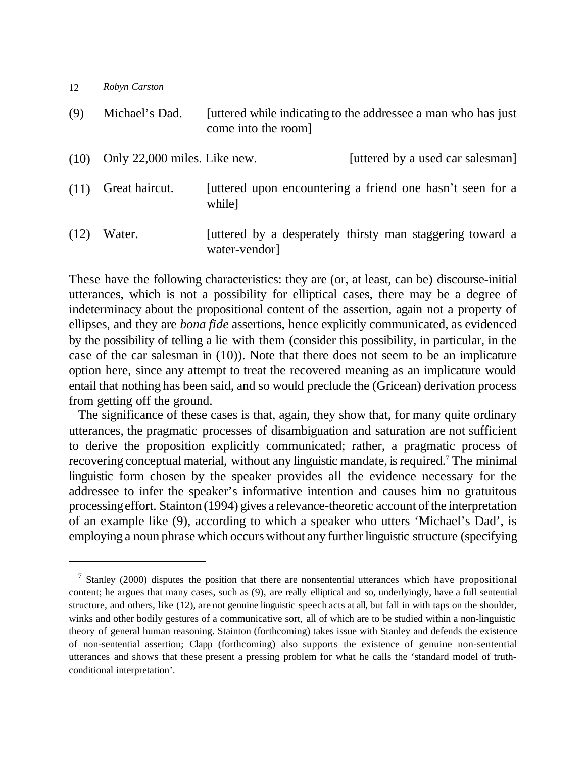(9) Michael's Dad. [uttered while indicating to the addressee a man who has just come into the room]

(10) Only 22,000 miles. Like new. [uttered by a used car salesman]

(11) Great haircut. [uttered upon encountering a friend one hasn't seen for a while]

(12) Water. [uttered by a desperately thirsty man staggering toward a water-vendor]

These have the following characteristics: they are (or, at least, can be) discourse-initial utterances, which is not a possibility for elliptical cases, there may be a degree of indeterminacy about the propositional content of the assertion, again not a property of ellipses, and they are *bona fide* assertions, hence explicitly communicated, as evidenced by the possibility of telling a lie with them (consider this possibility, in particular, in the case of the car salesman in (10)). Note that there does not seem to be an implicature option here, since any attempt to treat the recovered meaning as an implicature would entail that nothing has been said, and so would preclude the (Gricean) derivation process from getting off the ground.

The significance of these cases is that, again, they show that, for many quite ordinary utterances, the pragmatic processes of disambiguation and saturation are not sufficient to derive the proposition explicitly communicated; rather, a pragmatic process of recovering conceptual material, without any linguistic mandate, is required.[7] The minimal linguistic form chosen by the speaker provides all the evidence necessary for the addressee to infer the speaker's informative intention and causes him no gratuitous processing effort. Stainton (1994) gives a relevance-theoretic account of the interpretation of an example like (9), according to which a speaker who utters 'Michael's Dad', is employing a noun phrase which occurs without any further linguistic structure (specifying

---

[7] Stanley (2000) disputes the position that there are nonsentential utterances which have propositional content; he argues that many cases, such as (9), are really elliptical and so, underlyingly, have a full sentential structure, and others, like (12), are not genuine linguistic speech acts at all, but fall in with taps on the shoulder, winks and other bodily gestures of a communicative sort, all of which are to be studied within a non-linguistic theory of general human reasoning. Stainton (forthcoming) takes issue with Stanley and defends the existence of non-sentential assertion; Clapp (forthcoming) also supports the existence of genuine non-sentential utterances and shows that these present a pressing problem for what he calls the 'standard model of truth-conditional interpretation'.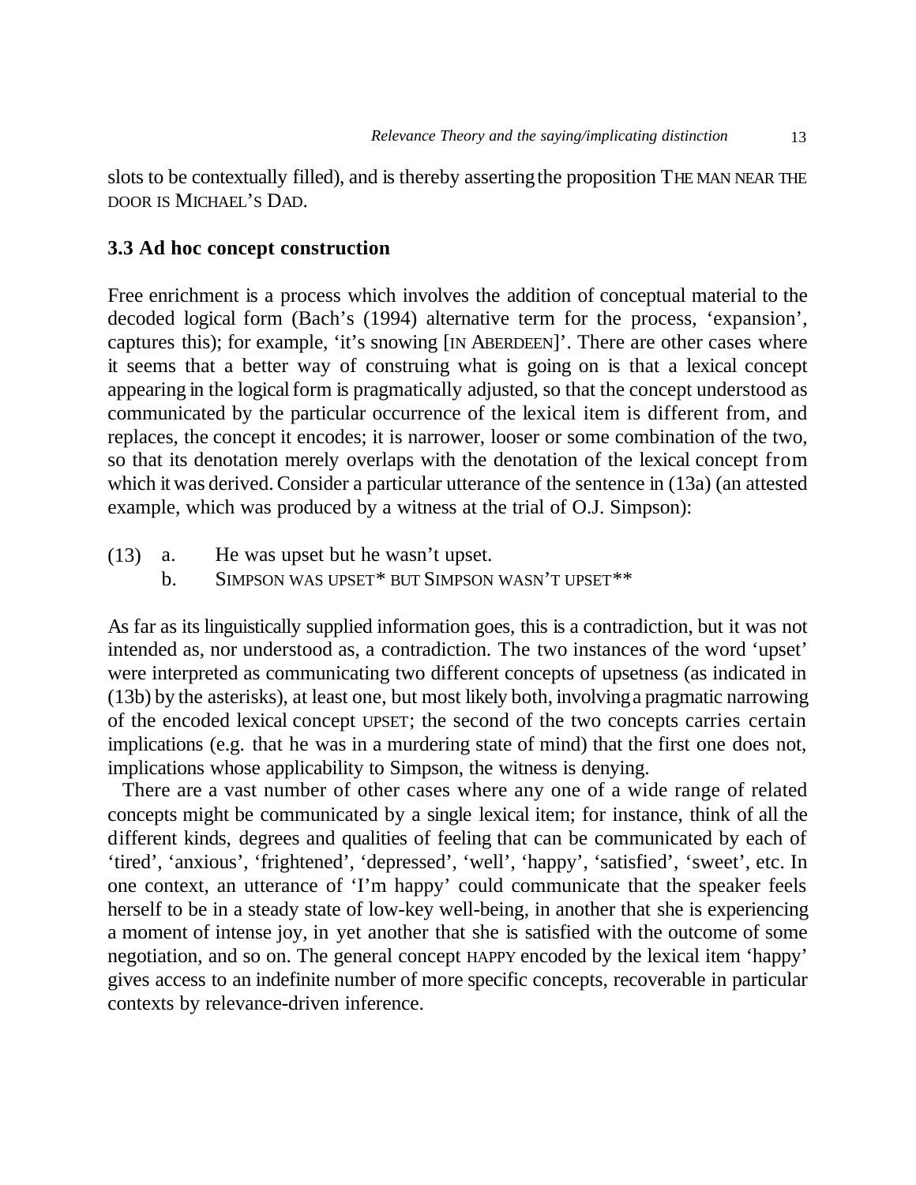slots to be contextually filled), and is thereby asserting the proposition THE MAN NEAR THE DOOR IS MICHAEL'S DAD.

### 3.3 Ad hoc concept construction

Free enrichment is a process which involves the addition of conceptual material to the decoded logical form (Bach's (1994) alternative term for the process, 'expansion', captures this); for example, 'it's snowing [IN ABERDEEN]'. There are other cases where it seems that a better way of construing what is going on is that a lexical concept appearing in the logical form is pragmatically adjusted, so that the concept understood as communicated by the particular occurrence of the lexical item is different from, and replaces, the concept it encodes; it is narrower, looser or some combination of the two, so that its denotation merely overlaps with the denotation of the lexical concept from which it was derived. Consider a particular utterance of the sentence in (13a) (an attested example, which was produced by a witness at the trial of O.J. Simpson):

(13) a. He was upset but he wasn't upset.
b. SIMPSON WAS UPSET* BUT SIMPSON WASN'T UPSET**

As far as its linguistically supplied information goes, this is a contradiction, but it was not intended as, nor understood as, a contradiction. The two instances of the word 'upset' were interpreted as communicating two different concepts of upsetness (as indicated in (13b) by the asterisks), at least one, but most likely both, involving a pragmatic narrowing of the encoded lexical concept UPSET; the second of the two concepts carries certain implications (e.g. that he was in a murdering state of mind) that the first one does not, implications whose applicability to Simpson, the witness is denying.

There are a vast number of other cases where any one of a wide range of related concepts might be communicated by a single lexical item; for instance, think of all the different kinds, degrees and qualities of feeling that can be communicated by each of 'tired', 'anxious', 'frightened', 'depressed', 'well', 'happy', 'satisfied', 'sweet', etc. In one context, an utterance of 'I'm happy' could communicate that the speaker feels herself to be in a steady state of low-key well-being, in another that she is experiencing a moment of intense joy, in yet another that she is satisfied with the outcome of some negotiation, and so on. The general concept HAPPY encoded by the lexical item 'happy' gives access to an indefinite number of more specific concepts, recoverable in particular contexts by relevance-driven inference.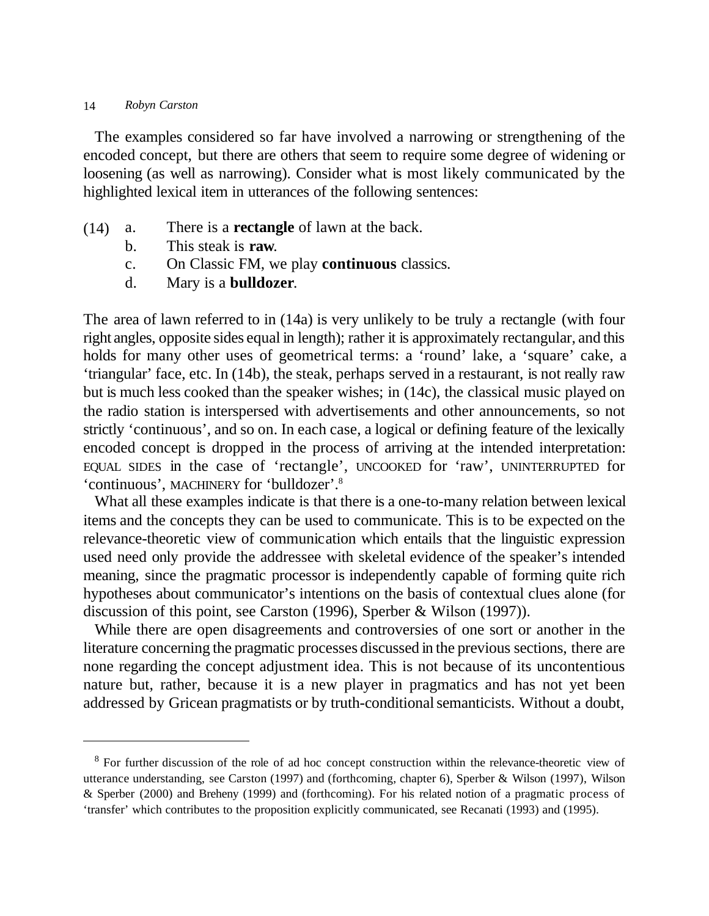The examples considered so far have involved a narrowing or strengthening of the encoded concept, but there are others that seem to require some degree of widening or loosening (as well as narrowing). Consider what is most likely communicated by the highlighted lexical item in utterances of the following sentences:

(14) a. There is a **rectangle** of lawn at the back.
b. This steak is **raw**.
c. On Classic FM, we play **continuous** classics.
d. Mary is a **bulldozer**.

The area of lawn referred to in (14a) is very unlikely to be truly a rectangle (with four right angles, opposite sides equal in length); rather it is approximately rectangular, and this holds for many other uses of geometrical terms: a 'round' lake, a 'square' cake, a 'triangular' face, etc. In (14b), the steak, perhaps served in a restaurant, is not really raw but is much less cooked than the speaker wishes; in (14c), the classical music played on the radio station is interspersed with advertisements and other announcements, so not strictly 'continuous', and so on. In each case, a logical or defining feature of the lexically encoded concept is dropped in the process of arriving at the intended interpretation: EQUAL SIDES in the case of 'rectangle', UNCOOKED for 'raw', UNINTERRUPTED for 'continuous', MACHINERY for 'bulldozer'.[8]

What all these examples indicate is that there is a one-to-many relation between lexical items and the concepts they can be used to communicate. This is to be expected on the relevance-theoretic view of communication which entails that the linguistic expression used need only provide the addressee with skeletal evidence of the speaker's intended meaning, since the pragmatic processor is independently capable of forming quite rich hypotheses about communicator's intentions on the basis of contextual clues alone (for discussion of this point, see Carston (1996), Sperber & Wilson (1997)).

While there are open disagreements and controversies of one sort or another in the literature concerning the pragmatic processes discussed in the previous sections, there are none regarding the concept adjustment idea. This is not because of its uncontentious nature but, rather, because it is a new player in pragmatics and has not yet been addressed by Gricean pragmatists or by truth-conditional semanticists. Without a doubt,

---

[8] For further discussion of the role of ad hoc concept construction within the relevance-theoretic view of utterance understanding, see Carston (1997) and (forthcoming, chapter 6), Sperber & Wilson (1997), Wilson & Sperber (2000) and Breheny (1999) and (forthcoming). For his related notion of a pragmatic process of 'transfer' which contributes to the proposition explicitly communicated, see Recanati (1993) and (1995).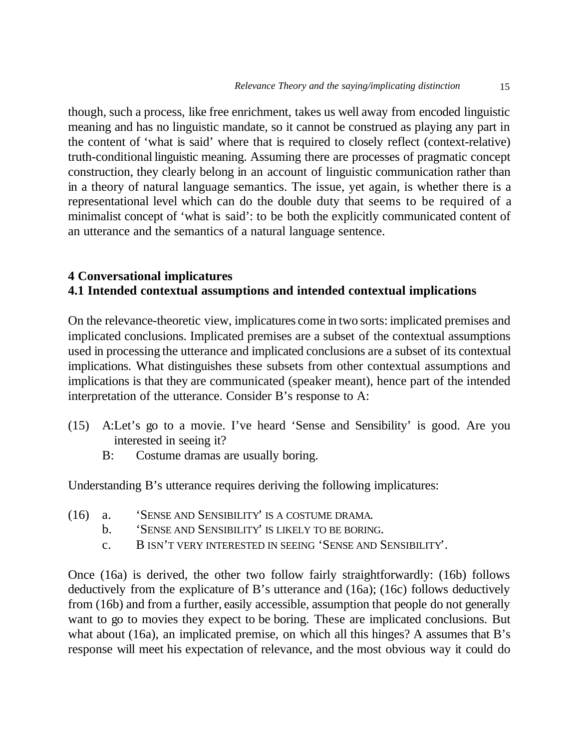though, such a process, like free enrichment, takes us well away from encoded linguistic meaning and has no linguistic mandate, so it cannot be construed as playing any part in the content of 'what is said' where that is required to closely reflect (context-relative) truth-conditional linguistic meaning. Assuming there are processes of pragmatic concept construction, they clearly belong in an account of linguistic communication rather than in a theory of natural language semantics. The issue, yet again, is whether there is a representational level which can do the double duty that seems to be required of a minimalist concept of 'what is said': to be both the explicitly communicated content of an utterance and the semantics of a natural language sentence.

## 4 Conversational implicatures

### 4.1 Intended contextual assumptions and intended contextual implications

On the relevance-theoretic view, implicatures come in two sorts: implicated premises and implicated conclusions. Implicated premises are a subset of the contextual assumptions used in processing the utterance and implicated conclusions are a subset of its contextual implications. What distinguishes these subsets from other contextual assumptions and implications is that they are communicated (speaker meant), hence part of the intended interpretation of the utterance. Consider B's response to A:

(15) A: Let's go to a movie. I've heard 'Sense and Sensibility' is good. Are you interested in seeing it?
  B: Costume dramas are usually boring.

Understanding B's response requires deriving the following implicatures:

(16) a. 'SENSE AND SENSIBILITY' IS A COSTUME DRAMA.
  b. 'SENSE AND SENSIBILITY' IS LIKELY TO BE BORING.
  c. B ISN'T VERY INTERESTED IN SEEING 'SENSE AND SENSIBILITY'.

Once (16a) is derived, the other two follow fairly straightforwardly: (16b) follows deductively from the explicature of B's utterance and (16a); (16c) follows deductively from (16b) and from a further, easily accessible, assumption that people do not generally want to go to movies they expect to be boring. These are implicated conclusions. But what about (16a), an implicated premise, on which all this hinges? A assumes that B's response will meet his expectation of relevance, and the most obvious way it could do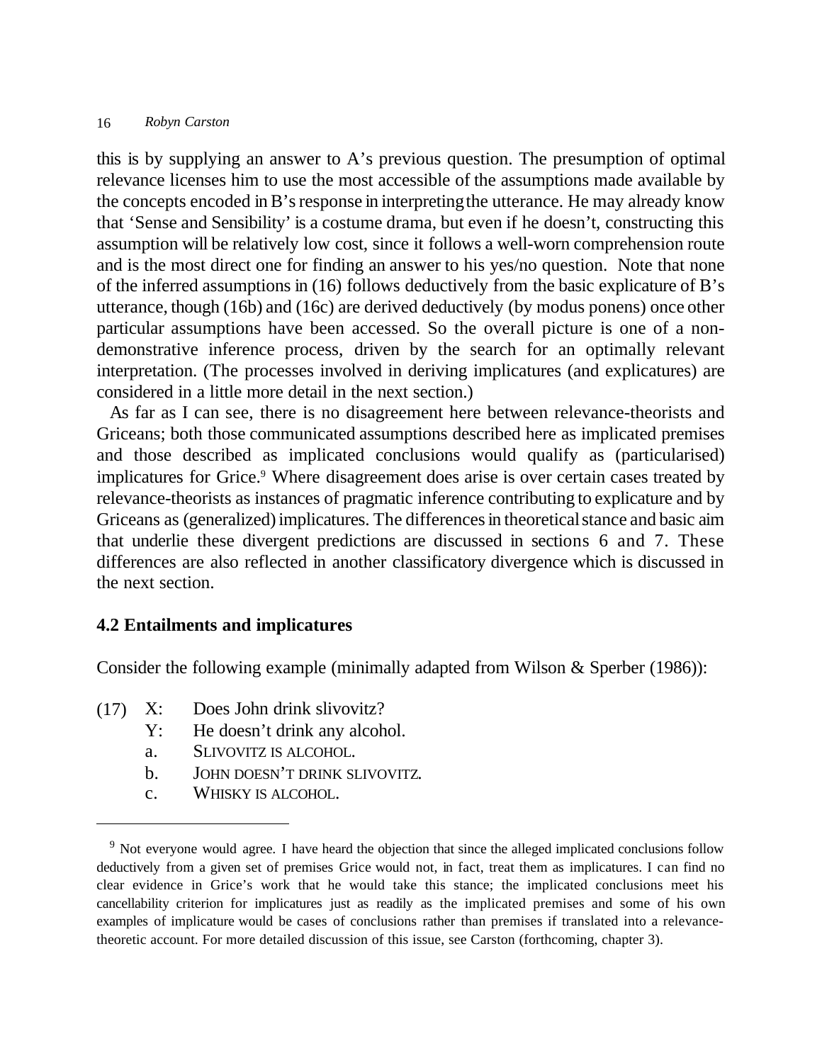this is by supplying an answer to A's previous question. The presumption of optimal relevance licenses him to use the most accessible of the assumptions made available by the concepts encoded in B's response in interpreting the utterance. He may already know that 'Sense and Sensibility' is a costume drama, but even if he doesn't, constructing this assumption will be relatively low cost, since it follows a well-worn comprehension route and is the most direct one for finding an answer to his yes/no question. Note that none of the inferred assumptions in (16) follows deductively from the basic explicature of B's utterance, though (16b) and (16c) are derived deductively (by modus ponens) once other particular assumptions have been accessed. So the overall picture is one of a non-demonstrative inference process, driven by the search for an optimally relevant interpretation. (The processes involved in deriving implicatures (and explicatures) are considered in a little more detail in the next section.)

As far as I can see, there is no disagreement here between relevance-theorists and Griceans; both those communicated assumptions described here as implicated premises and those described as implicated conclusions would qualify as (particularised) implicatures for Grice.[9] Where disagreement does arise is over certain cases treated by relevance-theorists as instances of pragmatic inference contributing to explicature and by Griceans as (generalized) implicatures. The differences in theoretical stance and basic aim that underlie these divergent predictions are discussed in sections 6 and 7. These differences are also reflected in another classificatory divergence which is discussed in the next section.

## 4.2 Entailments and implicatures

Consider the following example (minimally adapted from Wilson & Sperber (1986)):

(17) X: Does John drink slivovitz?
Y: He doesn't drink any alcohol.
a. SLIVOVITZ IS ALCOHOL.
b. JOHN DOESN'T DRINK SLIVOVITZ.
c. WHISKY IS ALCOHOL.

---

[9] Not everyone would agree. I have heard the objection that since the alleged implicated conclusions follow deductively from a given set of premises Grice would not, in fact, treat them as implicatures. I can find no clear evidence in Grice's work that he would take this stance; the implicated conclusions meet his cancellability criterion for implicatures just as readily as the implicated premises and some of his own examples of implicature would be cases of conclusions rather than premises if translated into a relevance-theoretic account. For more detailed discussion of this issue, see Carston (forthcoming, chapter 3).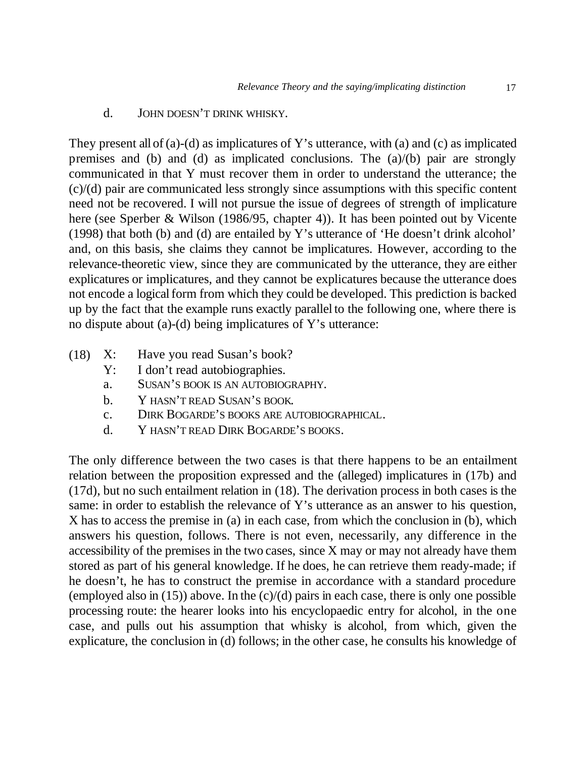d. JOHN DOESN'T DRINK WHISKY.

They present all of (a)-(d) as implicatures of Y's utterance, with (a) and (c) as implicated premises and (b) and (d) as implicated conclusions. The (a)/(b) pair are strongly communicated in that Y must recover them in order to understand the utterance; the (c)/(d) pair are communicated less strongly since assumptions with this specific content need not be recovered. I will not pursue the issue of degrees of strength of implicature here (see Sperber & Wilson (1986/95, chapter 4)). It has been pointed out by Vicente (1998) that both (b) and (d) are entailed by Y's utterance of 'He doesn't drink alcohol' and, on this basis, she claims they cannot be implicatures. However, according to the relevance-theoretic view, since they are communicated by the utterance, they are either explicatures or implicatures, and they cannot be explicatures because the utterance does not encode a logical form from which they could be developed. This prediction is backed up by the fact that the example runs exactly parallel to the following one, where there is no dispute about (a)-(d) being implicatures of Y's utterance:

(18) X: Have you read Susan's book?
 Y: I don't read autobiographies.
 a. SUSAN'S BOOK IS AN AUTOBIOGRAPHY.
 b. Y HASN'T READ SUSAN'S BOOK.
 c. DIRK BOGARDE'S BOOKS ARE AUTOBIOGRAPHICAL.
 d. Y HASN'T READ DIRK BOGARDE'S BOOKS.

The only difference between the two cases is that there happens to be an entailment relation between the proposition expressed and the (alleged) implicatures in (17b) and (17d), but no such entailment relation in (18). The derivation process in both cases is the same: in order to establish the relevance of Y's utterance as an answer to his question, X has to access the premise in (a) in each case, from which the conclusion in (b), which answers his question, follows. There is not even, necessarily, any difference in the accessibility of the premises in the two cases, since X may or may not already have them stored as part of his general knowledge. If he does, he can retrieve them ready-made; if he doesn't, he has to construct the premise in accordance with a standard procedure (employed also in (15)) above. In the (c)/(d) pairs in each case, there is only one possible processing route: the hearer looks into his encyclopaedic entry for alcohol, in the one case, and pulls out his assumption that whisky is alcohol, from which, given the explicature, the conclusion in (d) follows; in the other case, he consults his knowledge of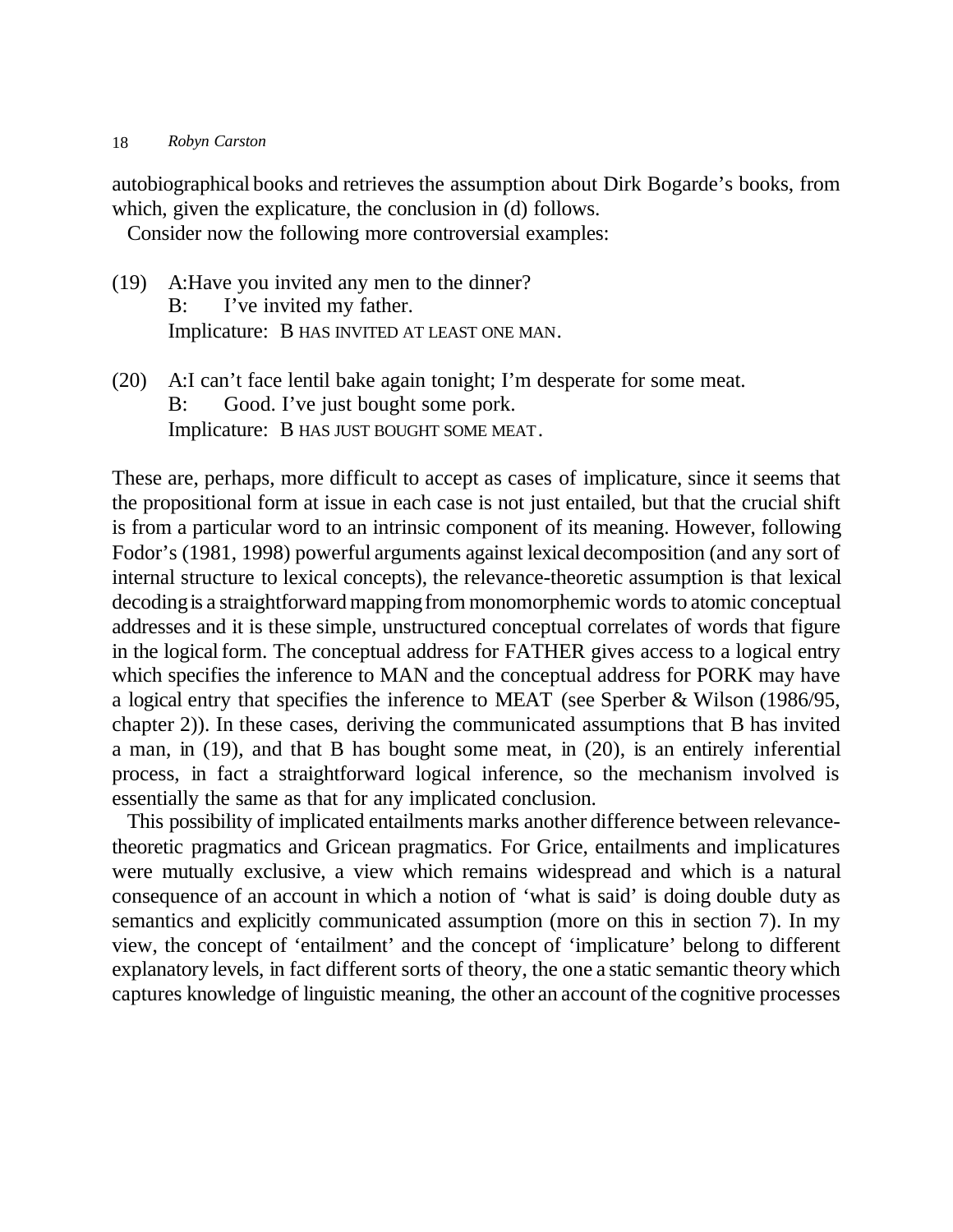autobiographical books and retrieves the assumption about Dirk Bogarde's books, from which, given the explicature, the conclusion in (d) follows.

Consider now the following more controversial examples:

(19) A: Have you invited any men to the dinner?
 B: I've invited my father.
 Implicature: B HAS INVITED AT LEAST ONE MAN.

(20) A: I can't face lentil bake again tonight; I'm desperate for some meat.
 B: Good. I've just bought some pork.
 Implicature: B HAS JUST BOUGHT SOME MEAT.

These are, perhaps, more difficult to accept as cases of implicature, since it seems that the propositional form at issue in each case is not just entailed, but that the crucial shift is from a particular word to an intrinsic component of its meaning. However, following Fodor's (1981, 1998) powerful arguments against lexical decomposition (and any sort of internal structure to lexical concepts), the relevance-theoretic assumption is that lexical decoding is a straightforward mapping from monomorphemic words to atomic conceptual addresses and it is these simple, unstructured conceptual correlates of words that figure in the logical form. The conceptual address for FATHER gives access to a logical entry which specifies the inference to MAN and the conceptual address for PORK may have a logical entry that specifies the inference to MEAT (see Sperber & Wilson (1986/95, chapter 2)). In these cases, deriving the communicated assumptions that B has invited a man, in (19), and that B has bought some meat, in (20), is an entirely inferential process, in fact a straightforward logical inference, so the mechanism involved is essentially the same as that for any implicated conclusion.

This possibility of implicated entailments marks another difference between relevance-theoretic pragmatics and Gricean pragmatics. For Grice, entailments and implicatures were mutually exclusive, a view which remains widespread and which is a natural consequence of an account in which a notion of 'what is said' is doing double duty as semantics and explicitly communicated assumption (more on this in section 7). In my view, the concept of 'entailment' and the concept of 'implicature' belong to different explanatory levels, in fact different sorts of theory, the one a static semantic theory which captures knowledge of linguistic meaning, the other an account of the cognitive processes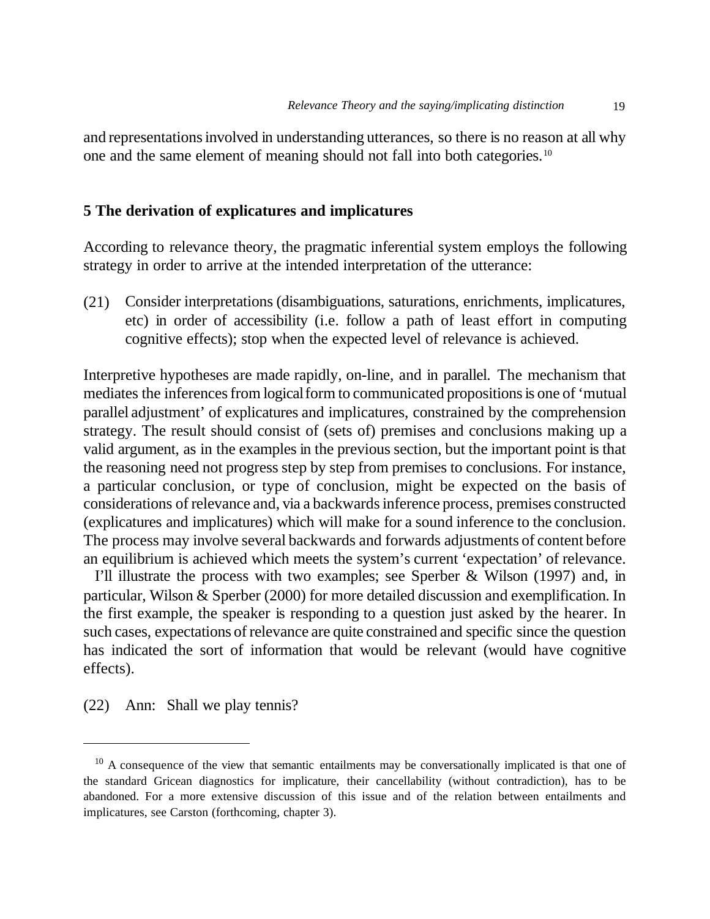and representations involved in understanding utterances, so there is no reason at all why one and the same element of meaning should not fall into both categories.[10]

## 5 The derivation of explicatures and implicatures

According to relevance theory, the pragmatic inferential system employs the following strategy in order to arrive at the intended interpretation of the utterance:

(21) Consider interpretations (disambiguations, saturations, enrichments, implicatures, etc) in order of accessibility (i.e. follow a path of least effort in computing cognitive effects); stop when the expected level of relevance is achieved.

Interpretive hypotheses are made rapidly, on-line, and in parallel. The mechanism that mediates the inferences from logical form to communicated propositions is one of 'mutual parallel adjustment' of explicatures and implicatures, constrained by the comprehension strategy. The result should consist of (sets of) premises and conclusions making up a valid argument, as in the examples in the previous section, but the important point is that the reasoning need not progress step by step from premises to conclusions. For instance, a particular conclusion, or type of conclusion, might be expected on the basis of considerations of relevance and, via a backwards inference process, premises constructed (explicatures and implicatures) which will make for a sound inference to the conclusion. The process may involve several backwards and forwards adjustments of content before an equilibrium is achieved which meets the system's current 'expectation' of relevance.

I'll illustrate the process with two examples; see Sperber & Wilson (1997) and, in particular, Wilson & Sperber (2000) for more detailed discussion and exemplification. In the first example, the speaker is responding to a question just asked by the hearer. In such cases, expectations of relevance are quite constrained and specific since the question has indicated the sort of information that would be relevant (would have cognitive effects).

(22) Ann: Shall we play tennis?

---

[10] A consequence of the view that semantic entailments may be conversationally implicated is that one of the standard Gricean diagnostics for implicature, their cancellability (without contradiction), has to be abandoned. For a more extensive discussion of this issue and of the relation between entailments and implicatures, see Carston (forthcoming, chapter 3).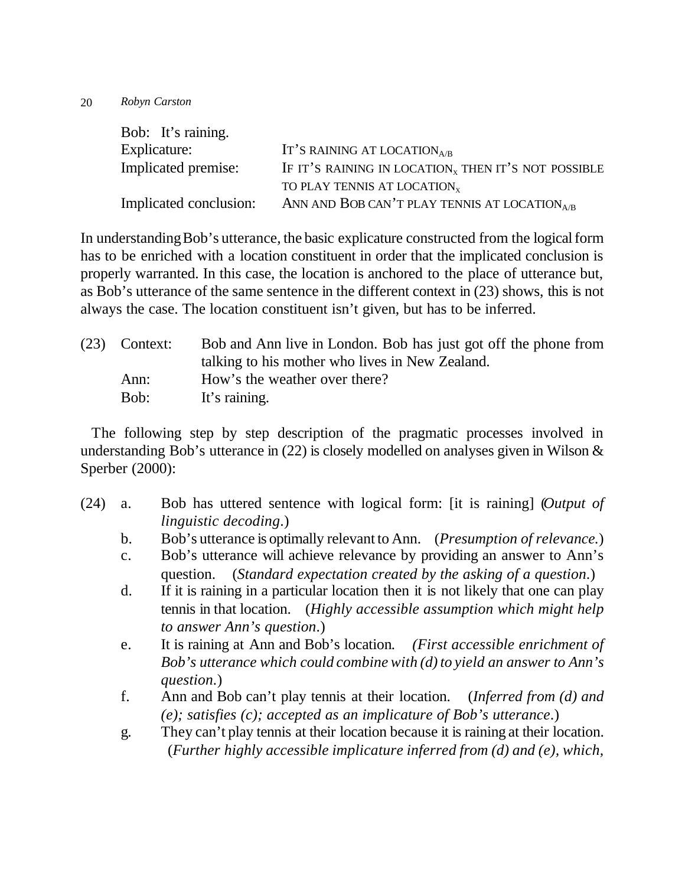Bob: It's raining.

| | |
|---|---|
| Explicature: | IT'S RAINING AT LOCATION$_{A/B}$ |
| Implicated premise: | IF IT'S RAINING IN LOCATION$_x$ THEN IT'S NOT POSSIBLE TO PLAY TENNIS AT LOCATION$_x$ |
| Implicated conclusion: | ANN AND BOB CAN'T PLAY TENNIS AT LOCATION$_{A/B}$ |

In understanding Bob's utterance, the basic explicature constructed from the logical form has to be enriched with a location constituent in order that the implicated conclusion is properly warranted. In this case, the location is anchored to the place of utterance but, as Bob's utterance of the same sentence in the different context in (23) shows, this is not always the case. The location constituent isn't given, but has to be inferred.

(23) Context: Bob and Ann live in London. Bob has just got off the phone from talking to his mother who lives in New Zealand.
 Ann: How's the weather over there?
 Bob: It's raining.

The following step by step description of the pragmatic processes involved in understanding Bob's utterance in (22) is closely modelled on analyses given in Wilson & Sperber (2000):

(24) a. Bob has uttered sentence with logical form: [it is raining] (*Output of linguistic decoding*.)
 b. Bob's utterance is optimally relevant to Ann. (*Presumption of relevance.*)
 c. Bob's utterance will achieve relevance by providing an answer to Ann's question. (*Standard expectation created by the asking of a question*.)
 d. If it is raining in a particular location then it is not likely that one can play tennis in that location. (*Highly accessible assumption which might help to answer Ann's question*.)
 e. It is raining at Ann and Bob's location. *(First accessible enrichment of Bob's utterance which could combine with (d) to yield an answer to Ann's question*.)
 f. Ann and Bob can't play tennis at their location. (*Inferred from (d) and (e); satisfies (c); accepted as an implicature of Bob's utterance*.)
 g. They can't play tennis at their location because it is raining at their location. (*Further highly accessible implicature inferred from (d) and (e), which,*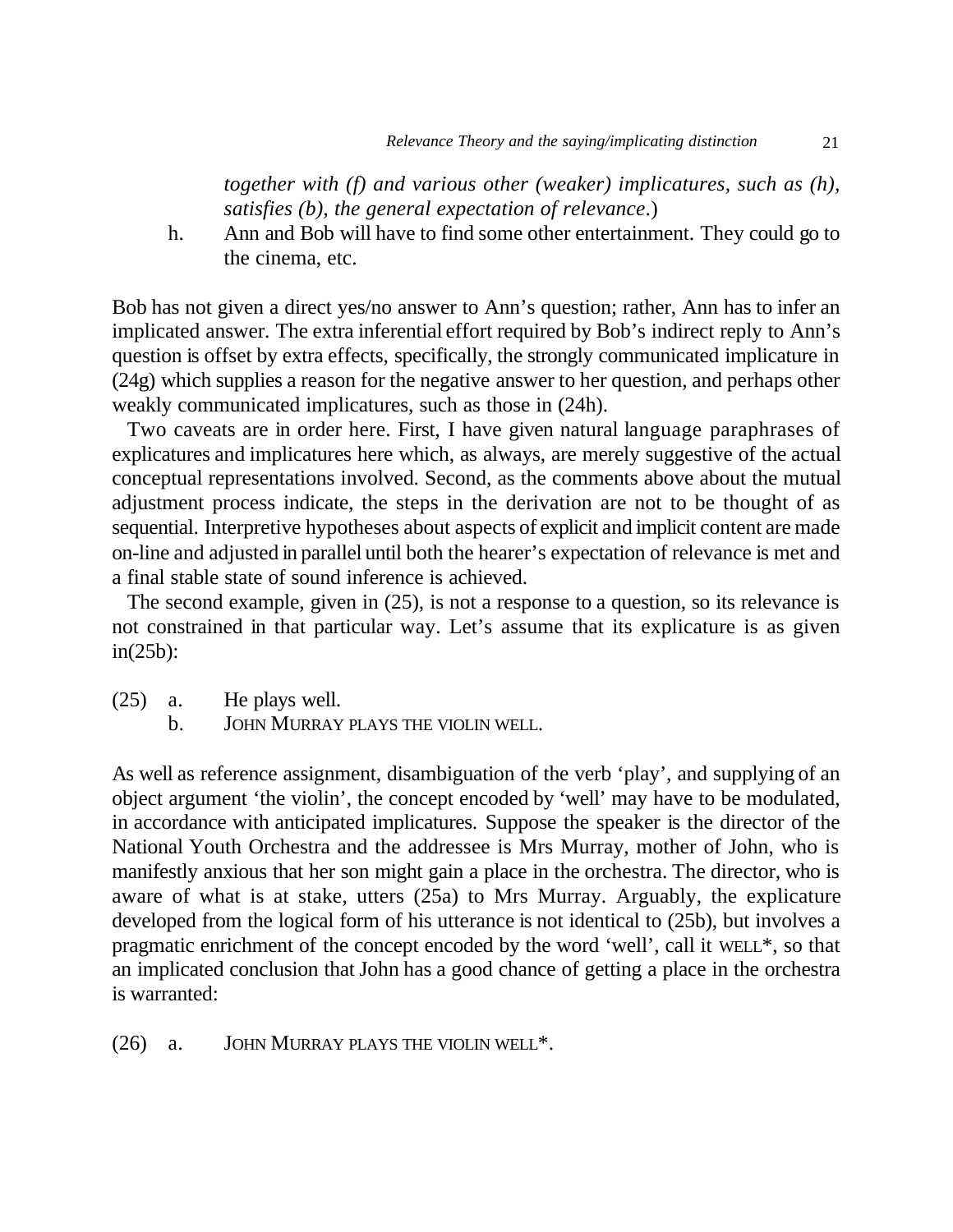*together with (f) and various other (weaker) implicatures, such as (h), satisfies (b), the general expectation of relevance.*)

h. Ann and Bob will have to find some other entertainment. They could go to the cinema, etc.

Bob has not given a direct yes/no answer to Ann's question; rather, Ann has to infer an implicated answer. The extra inferential effort required by Bob's indirect reply to Ann's question is offset by extra effects, specifically, the strongly communicated implicature in (24g) which supplies a reason for the negative answer to her question, and perhaps other weakly communicated implicatures, such as those in (24h).

Two caveats are in order here. First, I have given natural language paraphrases of explicatures and implicatures here which, as always, are merely suggestive of the actual conceptual representations involved. Second, as the comments above about the mutual adjustment process indicate, the steps in the derivation are not to be thought of as sequential. Interpretive hypotheses about aspects of explicit and implicit content are made on-line and adjusted in parallel until both the hearer's expectation of relevance is met and a final stable state of sound inference is achieved.

The second example, given in (25), is not a response to a question, so its relevance is not constrained in that particular way. Let's assume that its explicature is as given in(25b):

(25) a. He plays well.
b. JOHN MURRAY PLAYS THE VIOLIN WELL.

As well as reference assignment, disambiguation of the verb 'play', and supplying of an object argument 'the violin', the concept encoded by 'well' may have to be modulated, in accordance with anticipated implicatures. Suppose the speaker is the director of the National Youth Orchestra and the addressee is Mrs Murray, mother of John, who is manifestly anxious that her son might gain a place in the orchestra. The director, who is aware of what is at stake, utters (25a) to Mrs Murray. Arguably, the explicature developed from the logical form of his utterance is not identical to (25b), but involves a pragmatic enrichment of the concept encoded by the word 'well', call it WELL*, so that an implicated conclusion that John has a good chance of getting a place in the orchestra is warranted:

(26) a. JOHN MURRAY PLAYS THE VIOLIN WELL*.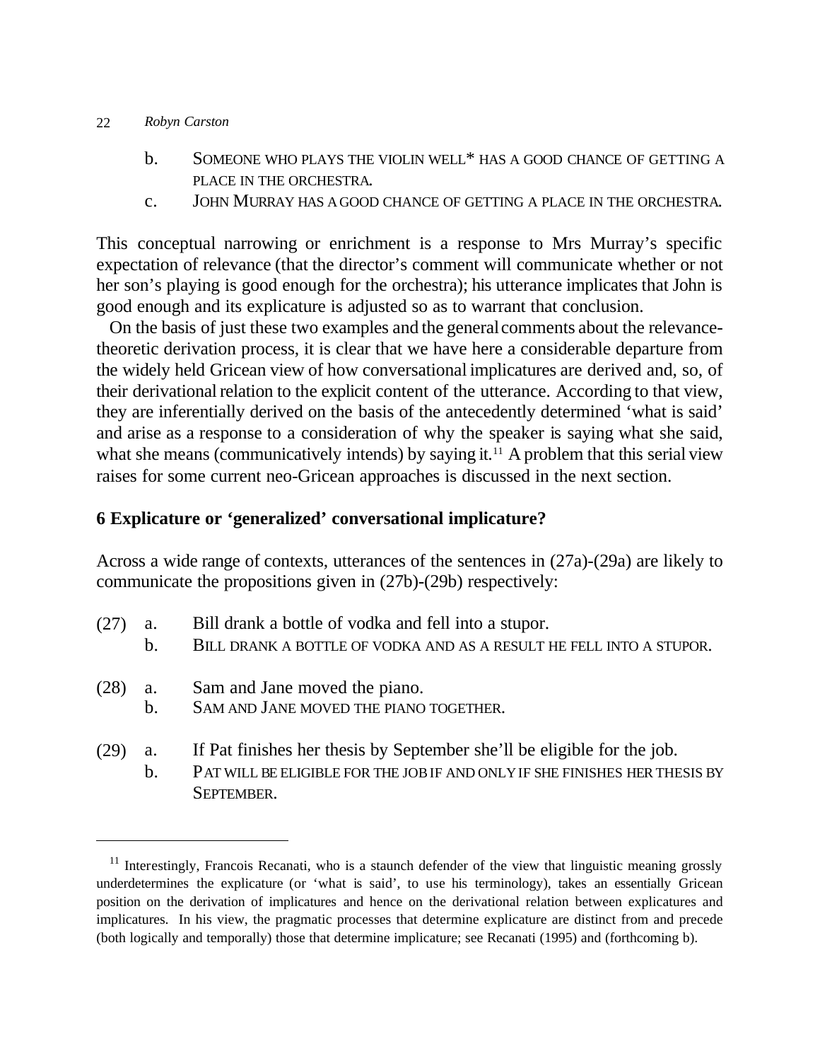b. SOMEONE WHO PLAYS THE VIOLIN WELL* HAS A GOOD CHANCE OF GETTING A PLACE IN THE ORCHESTRA.

c. JOHN MURRAY HAS A GOOD CHANCE OF GETTING A PLACE IN THE ORCHESTRA.

This conceptual narrowing or enrichment is a response to Mrs Murray's specific expectation of relevance (that the director's comment will communicate whether or not her son's playing is good enough for the orchestra); his utterance implicates that John is good enough and its explicature is adjusted so as to warrant that conclusion.

On the basis of just these two examples and the general comments about the relevance-theoretic derivation process, it is clear that we have here a considerable departure from the widely held Gricean view of how conversational implicatures are derived and, so, of their derivational relation to the explicit content of the utterance. According to that view, they are inferentially derived on the basis of the antecedently determined 'what is said' and arise as a response to a consideration of why the speaker is saying what she said, what she means (communicatively intends) by saying it.[11] A problem that this serial view raises for some current neo-Gricean approaches is discussed in the next section.

## 6 Explicature or 'generalized' conversational implicature?

Across a wide range of contexts, utterances of the sentences in (27a)-(29a) are likely to communicate the propositions given in (27b)-(29b) respectively:

(27) a. Bill drank a bottle of vodka and fell into a stupor.
b. BILL DRANK A BOTTLE OF VODKA AND AS A RESULT HE FELL INTO A STUPOR.

(28) a. Sam and Jane moved the piano.
b. SAM AND JANE MOVED THE PIANO TOGETHER.

(29) a. If Pat finishes her thesis by September she'll be eligible for the job.
b. PAT WILL BE ELIGIBLE FOR THE JOB IF AND ONLY IF SHE FINISHES HER THESIS BY SEPTEMBER.

---

[11] Interestingly, Francois Recanati, who is a staunch defender of the view that linguistic meaning grossly underdetermines the explicature (or 'what is said', to use his terminology), takes an essentially Gricean position on the derivation of implicatures and hence on the derivational relation between explicatures and implicatures. In his view, the pragmatic processes that determine explicature are distinct from and precede (both logically and temporally) those that determine implicature; see Recanati (1995) and (forthcoming b).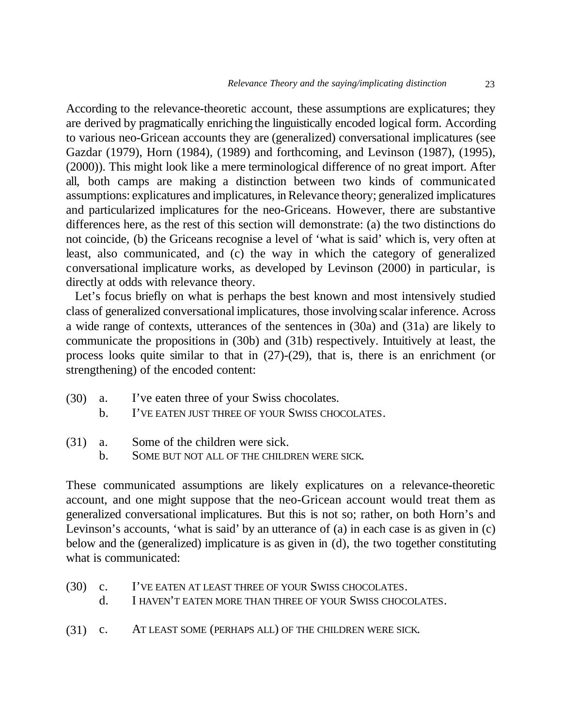According to the relevance-theoretic account, these assumptions are explicatures; they are derived by pragmatically enriching the linguistically encoded logical form. According to various neo-Gricean accounts they are (generalized) conversational implicatures (see Gazdar (1979), Horn (1984), (1989) and forthcoming, and Levinson (1987), (1995), (2000)). This might look like a mere terminological difference of no great import. After all, both camps are making a distinction between two kinds of communicated assumptions: explicatures and implicatures, in Relevance theory; generalized implicatures and particularized implicatures for the neo-Griceans. However, there are substantive differences here, as the rest of this section will demonstrate: (a) the two distinctions do not coincide, (b) the Griceans recognise a level of 'what is said' which is, very often at least, also communicated, and (c) the way in which the category of generalized conversational implicature works, as developed by Levinson (2000) in particular, is directly at odds with relevance theory.

Let's focus briefly on what is perhaps the best known and most intensively studied class of generalized conversational implicatures, those involving scalar inference. Across a wide range of contexts, utterances of the sentences in (30a) and (31a) are likely to communicate the propositions in (30b) and (31b) respectively. Intuitively at least, the process looks quite similar to that in (27)-(29), that is, there is an enrichment (or strengthening) of the encoded content:

(30) a. I've eaten three of your Swiss chocolates.
b. I'VE EATEN JUST THREE OF YOUR SWISS CHOCOLATES.

(31) a. Some of the children were sick.
b. SOME BUT NOT ALL OF THE CHILDREN WERE SICK.

These communicated assumptions are likely explicatures on a relevance-theoretic account, and one might suppose that the neo-Gricean account would treat them as generalized conversational implicatures. But this is not so; rather, on both Horn's and Levinson's accounts, 'what is said' by an utterance of (a) in each case is as given in (c) below and the (generalized) implicature is as given in (d), the two together constituting what is communicated:

(30) c. I'VE EATEN AT LEAST THREE OF YOUR SWISS CHOCOLATES.
d. I HAVEN'T EATEN MORE THAN THREE OF YOUR SWISS CHOCOLATES.

(31) c. AT LEAST SOME (PERHAPS ALL) OF THE CHILDREN WERE SICK.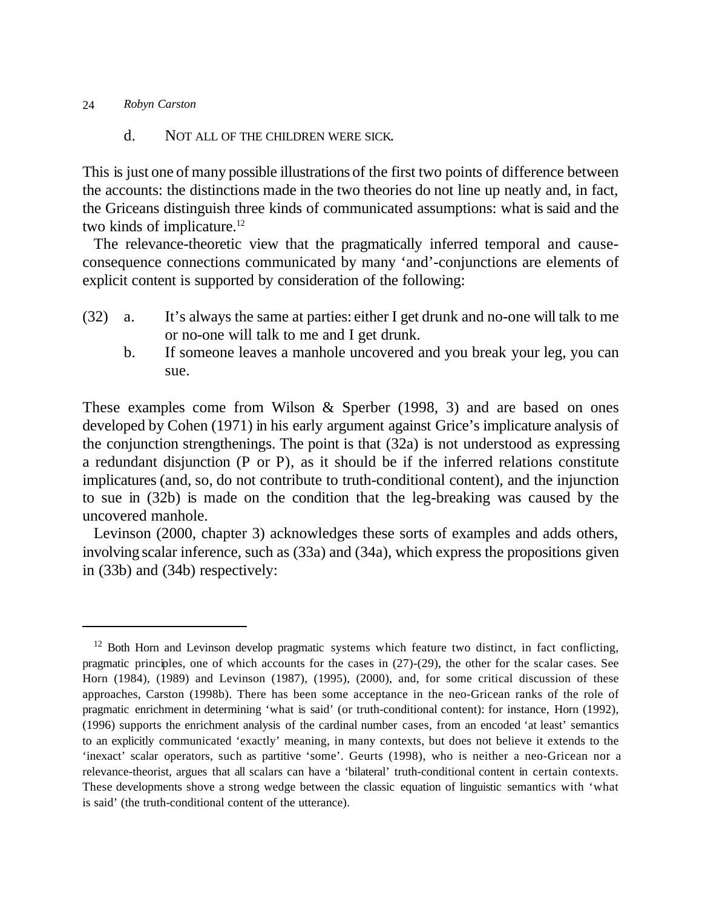d. NOT ALL OF THE CHILDREN WERE SICK.

This is just one of many possible illustrations of the first two points of difference between the accounts: the distinctions made in the two theories do not line up neatly and, in fact, the Griceans distinguish three kinds of communicated assumptions: what is said and the two kinds of implicature.[12]

The relevance-theoretic view that the pragmatically inferred temporal and cause-consequence connections communicated by many 'and'-conjunctions are elements of explicit content is supported by consideration of the following:

(32) a. It's always the same at parties: either I get drunk and no-one will talk to me or no-one will talk to me and I get drunk.

b. If someone leaves a manhole uncovered and you break your leg, you can sue.

These examples come from Wilson & Sperber (1998, 3) and are based on ones developed by Cohen (1971) in his early argument against Grice's implicature analysis of the conjunction strengthenings. The point is that (32a) is not understood as expressing a redundant disjunction (P or P), as it should be if the inferred relations constitute implicatures (and, so, do not contribute to truth-conditional content), and the injunction to sue in (32b) is made on the condition that the leg-breaking was caused by the uncovered manhole.

Levinson (2000, chapter 3) acknowledges these sorts of examples and adds others, involving scalar inference, such as (33a) and (34a), which express the propositions given in (33b) and (34b) respectively:

---

[12] Both Horn and Levinson develop pragmatic systems which feature two distinct, in fact conflicting, pragmatic principles, one of which accounts for the cases in (27)-(29), the other for the scalar cases. See Horn (1984), (1989) and Levinson (1987), (1995), (2000), and, for some critical discussion of these approaches, Carston (1998b). There has been some acceptance in the neo-Gricean ranks of the role of pragmatic enrichment in determining 'what is said' (or truth-conditional content): for instance, Horn (1992), (1996) supports the enrichment analysis of the cardinal number cases, from an encoded 'at least' semantics to an explicitly communicated 'exactly' meaning, in many contexts, but does not believe it extends to the 'inexact' scalar operators, such as partitive 'some'. Geurts (1998), who is neither a neo-Gricean nor a relevance-theorist, argues that all scalars can have a 'bilateral' truth-conditional content in certain contexts. These developments shove a strong wedge between the classic equation of linguistic semantics with 'what is said' (the truth-conditional content of the utterance).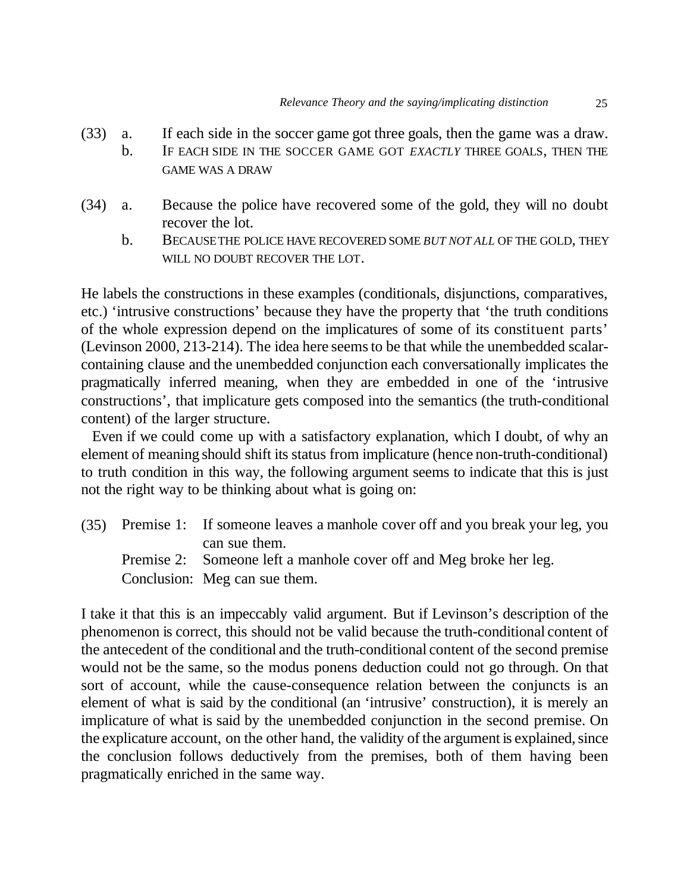(33) a. If each side in the soccer game got three goals, then the game was a draw.
  b. IF EACH SIDE IN THE SOCCER GAME GOT *EXACTLY* THREE GOALS, THEN THE GAME WAS A DRAW

(34) a. Because the police have recovered some of the gold, they will no doubt recover the lot.
  b. BECAUSE THE POLICE HAVE RECOVERED SOME *BUT NOT ALL* OF THE GOLD, THEY WILL NO DOUBT RECOVER THE LOT.

He labels the constructions in these examples (conditionals, disjunctions, comparatives, etc.) 'intrusive constructions' because they have the property that 'the truth conditions of the whole expression depend on the implicatures of some of its constituent parts' (Levinson 2000, 213-214). The idea here seems to be that while the unembedded scalar-containing clause and the unembedded conjunction each conversationally implicates the pragmatically inferred meaning, when they are embedded in one of the 'intrusive constructions', that implicature gets composed into the semantics (the truth-conditional content) of the larger structure.

Even if we could come up with a satisfactory explanation, which I doubt, of why an element of meaning should shift its status from implicature (hence non-truth-conditional) to truth condition in this way, the following argument seems to indicate that this is just not the right way to be thinking about what is going on:

(35) Premise 1: If someone leaves a manhole cover off and you break your leg, you can sue them.
  Premise 2: Someone left a manhole cover off and Meg broke her leg.
  Conclusion: Meg can sue them.

I take it that this is an impeccably valid argument. But if Levinson's description of the phenomenon is correct, this should not be valid because the truth-conditional content of the antecedent of the conditional and the truth-conditional content of the second premise would not be the same, so the modus ponens deduction could not go through. On that sort of account, while the cause-consequence relation between the conjuncts is an element of what is said by the conditional (an 'intrusive' construction), it is merely an implicature of what is said by the unembedded conjunction in the second premise. On the explicature account, on the other hand, the validity of the argument is explained, since the conclusion follows deductively from the premises, both of them having been pragmatically enriched in the same way.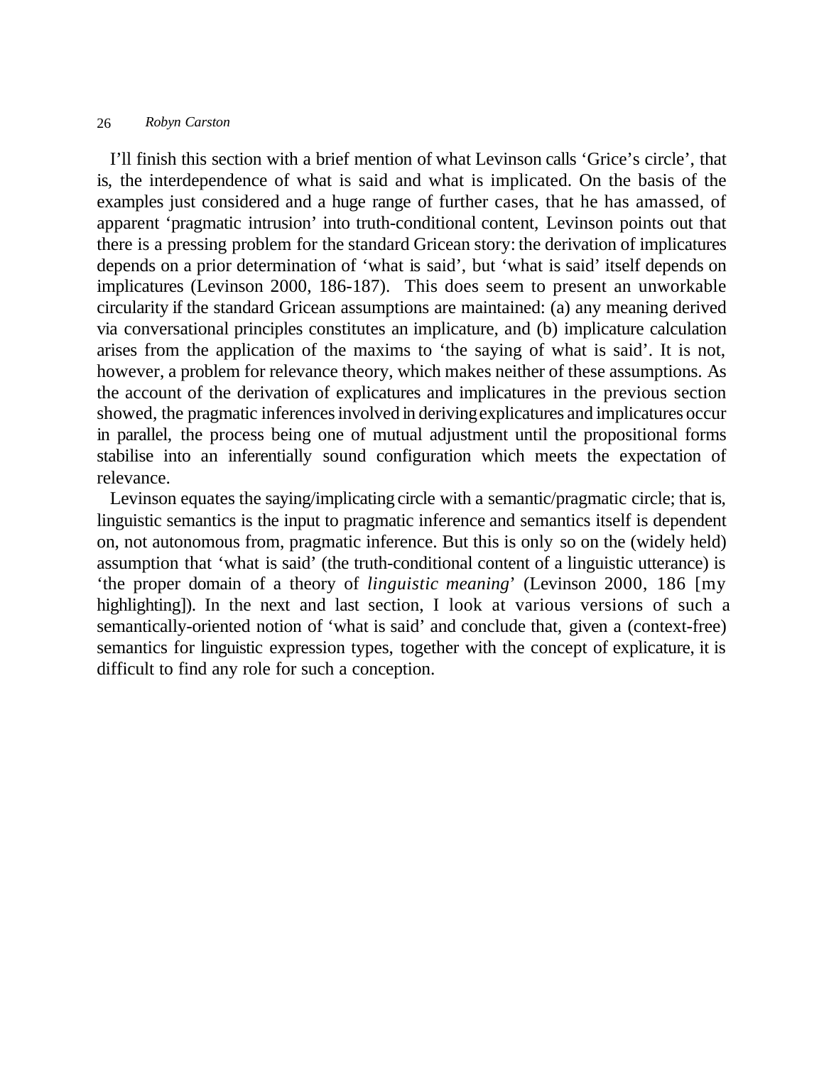I'll finish this section with a brief mention of what Levinson calls 'Grice's circle', that is, the interdependence of what is said and what is implicated. On the basis of the examples just considered and a huge range of further cases, that he has amassed, of apparent 'pragmatic intrusion' into truth-conditional content, Levinson points out that there is a pressing problem for the standard Gricean story: the derivation of implicatures depends on a prior determination of 'what is said', but 'what is said' itself depends on implicatures (Levinson 2000, 186-187). This does seem to present an unworkable circularity if the standard Gricean assumptions are maintained: (a) any meaning derived via conversational principles constitutes an implicature, and (b) implicature calculation arises from the application of the maxims to 'the saying of what is said'. It is not, however, a problem for relevance theory, which makes neither of these assumptions. As the account of the derivation of explicatures and implicatures in the previous section showed, the pragmatic inferences involved in deriving explicatures and implicatures occur in parallel, the process being one of mutual adjustment until the propositional forms stabilise into an inferentially sound configuration which meets the expectation of relevance.

Levinson equates the saying/implicating circle with a semantic/pragmatic circle; that is, linguistic semantics is the input to pragmatic inference and semantics itself is dependent on, not autonomous from, pragmatic inference. But this is only so on the (widely held) assumption that 'what is said' (the truth-conditional content of a linguistic utterance) is 'the proper domain of a theory of *linguistic meaning*' (Levinson 2000, 186 [my highlighting]). In the next and last section, I look at various versions of such a semantically-oriented notion of 'what is said' and conclude that, given a (context-free) semantics for linguistic expression types, together with the concept of explicature, it is difficult to find any role for such a conception.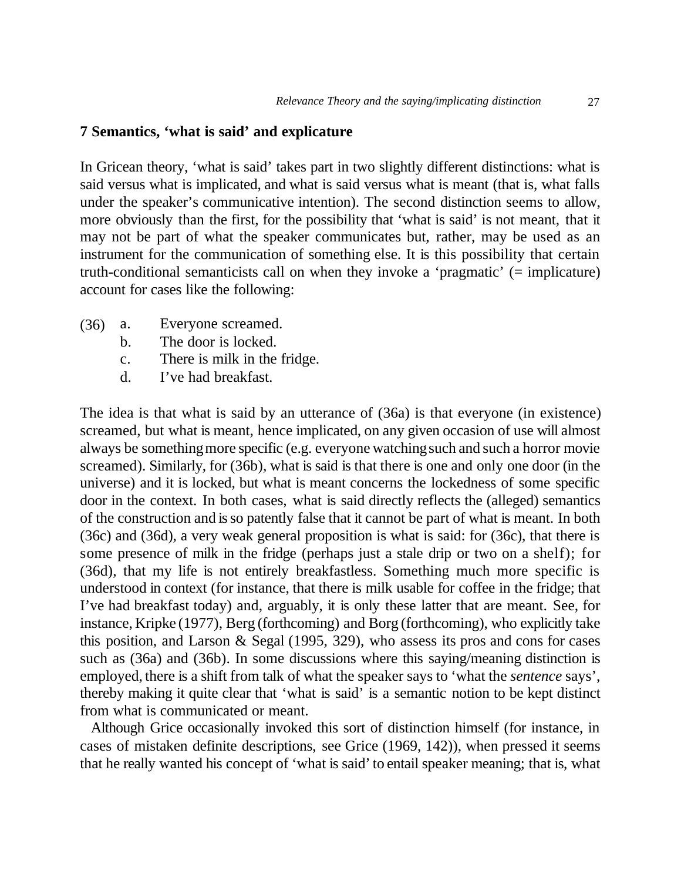## 7 Semantics, 'what is said' and explicature

In Gricean theory, 'what is said' takes part in two slightly different distinctions: what is said versus what is implicated, and what is said versus what is meant (that is, what falls under the speaker's communicative intention). The second distinction seems to allow, more obviously than the first, for the possibility that 'what is said' is not meant, that it may not be part of what the speaker communicates but, rather, may be used as an instrument for the communication of something else. It is this possibility that certain truth-conditional semanticists call on when they invoke a 'pragmatic' (= implicature) account for cases like the following:

(36) a. Everyone screamed.
  b. The door is locked.
  c. There is milk in the fridge.
  d. I've had breakfast.

The idea is that what is said by an utterance of (36a) is that everyone (in existence) screamed, but what is meant, hence implicated, on any given occasion of use will almost always be something more specific (e.g. everyone watching such and such a horror movie screamed). Similarly, for (36b), what is said is that there is one and only one door (in the universe) and it is locked, but what is meant concerns the lockedness of some specific door in the context. In both cases, what is said directly reflects the (alleged) semantics of the construction and is so patently false that it cannot be part of what is meant. In both (36c) and (36d), a very weak general proposition is what is said: for (36c), that there is some presence of milk in the fridge (perhaps just a stale drip or two on a shelf); for (36d), that my life is not entirely breakfastless. Something much more specific is understood in context (for instance, that there is milk usable for coffee in the fridge; that I've had breakfast today) and, arguably, it is only these latter that are meant. See, for instance, Kripke (1977), Berg (forthcoming) and Borg (forthcoming), who explicitly take this position, and Larson & Segal (1995, 329), who assess its pros and cons for cases such as (36a) and (36b). In some discussions where this saying/meaning distinction is employed, there is a shift from talk of what the speaker says to 'what the *sentence* says', thereby making it quite clear that 'what is said' is a semantic notion to be kept distinct from what is communicated or meant.

Although Grice occasionally invoked this sort of distinction himself (for instance, in cases of mistaken definite descriptions, see Grice (1969, 142)), when pressed it seems that he really wanted his concept of 'what is said' to entail speaker meaning; that is, what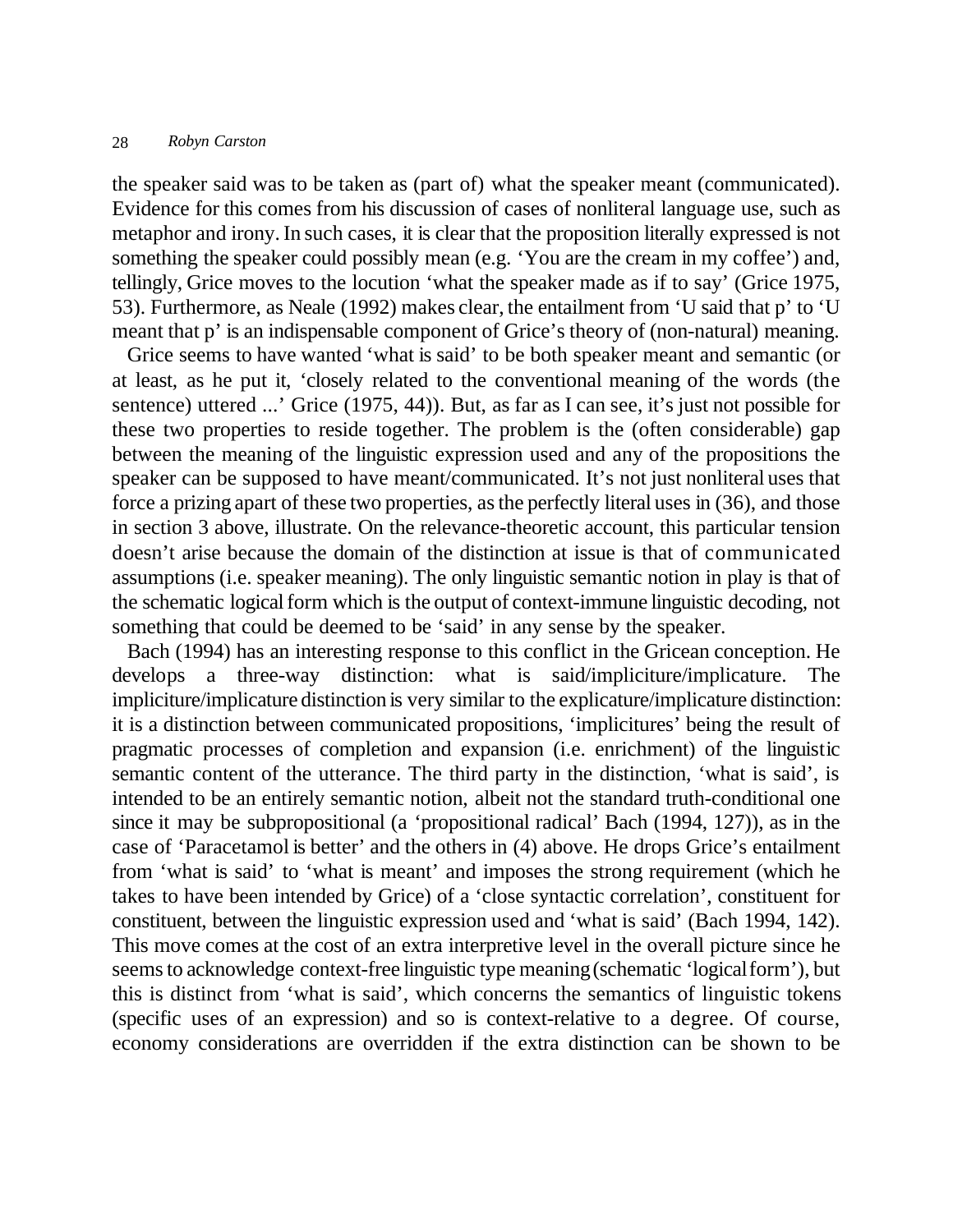the speaker said was to be taken as (part of) what the speaker meant (communicated). Evidence for this comes from his discussion of cases of nonliteral language use, such as metaphor and irony. In such cases, it is clear that the proposition literally expressed is not something the speaker could possibly mean (e.g. 'You are the cream in my coffee') and, tellingly, Grice moves to the locution 'what the speaker made as if to say' (Grice 1975, 53). Furthermore, as Neale (1992) makes clear, the entailment from 'U said that p' to 'U meant that p' is an indispensable component of Grice's theory of (non-natural) meaning.

Grice seems to have wanted 'what is said' to be both speaker meant and semantic (or at least, as he put it, 'closely related to the conventional meaning of the words (the sentence) uttered ...' Grice (1975, 44)). But, as far as I can see, it's just not possible for these two properties to reside together. The problem is the (often considerable) gap between the meaning of the linguistic expression used and any of the propositions the speaker can be supposed to have meant/communicated. It's not just nonliteral uses that force a prizing apart of these two properties, as the perfectly literal uses in (36), and those in section 3 above, illustrate. On the relevance-theoretic account, this particular tension doesn't arise because the domain of the distinction at issue is that of communicated assumptions (i.e. speaker meaning). The only linguistic semantic notion in play is that of the schematic logical form which is the output of context-immune linguistic decoding, not something that could be deemed to be 'said' in any sense by the speaker.

Bach (1994) has an interesting response to this conflict in the Gricean conception. He develops a three-way distinction: what is said/impliciture/implicature. The impliciture/implicature distinction is very similar to the explicature/implicature distinction: it is a distinction between communicated propositions, 'implicitures' being the result of pragmatic processes of completion and expansion (i.e. enrichment) of the linguistic semantic content of the utterance. The third party in the distinction, 'what is said', is intended to be an entirely semantic notion, albeit not the standard truth-conditional one since it may be subpropositional (a 'propositional radical' Bach (1994, 127)), as in the case of 'Paracetamol is better' and the others in (4) above. He drops Grice's entailment from 'what is said' to 'what is meant' and imposes the strong requirement (which he takes to have been intended by Grice) of a 'close syntactic correlation', constituent for constituent, between the linguistic expression used and 'what is said' (Bach 1994, 142). This move comes at the cost of an extra interpretive level in the overall picture since he seems to acknowledge context-free linguistic type meaning (schematic 'logical form'), but this is distinct from 'what is said', which concerns the semantics of linguistic tokens (specific uses of an expression) and so is context-relative to a degree. Of course, economy considerations are overridden if the extra distinction can be shown to be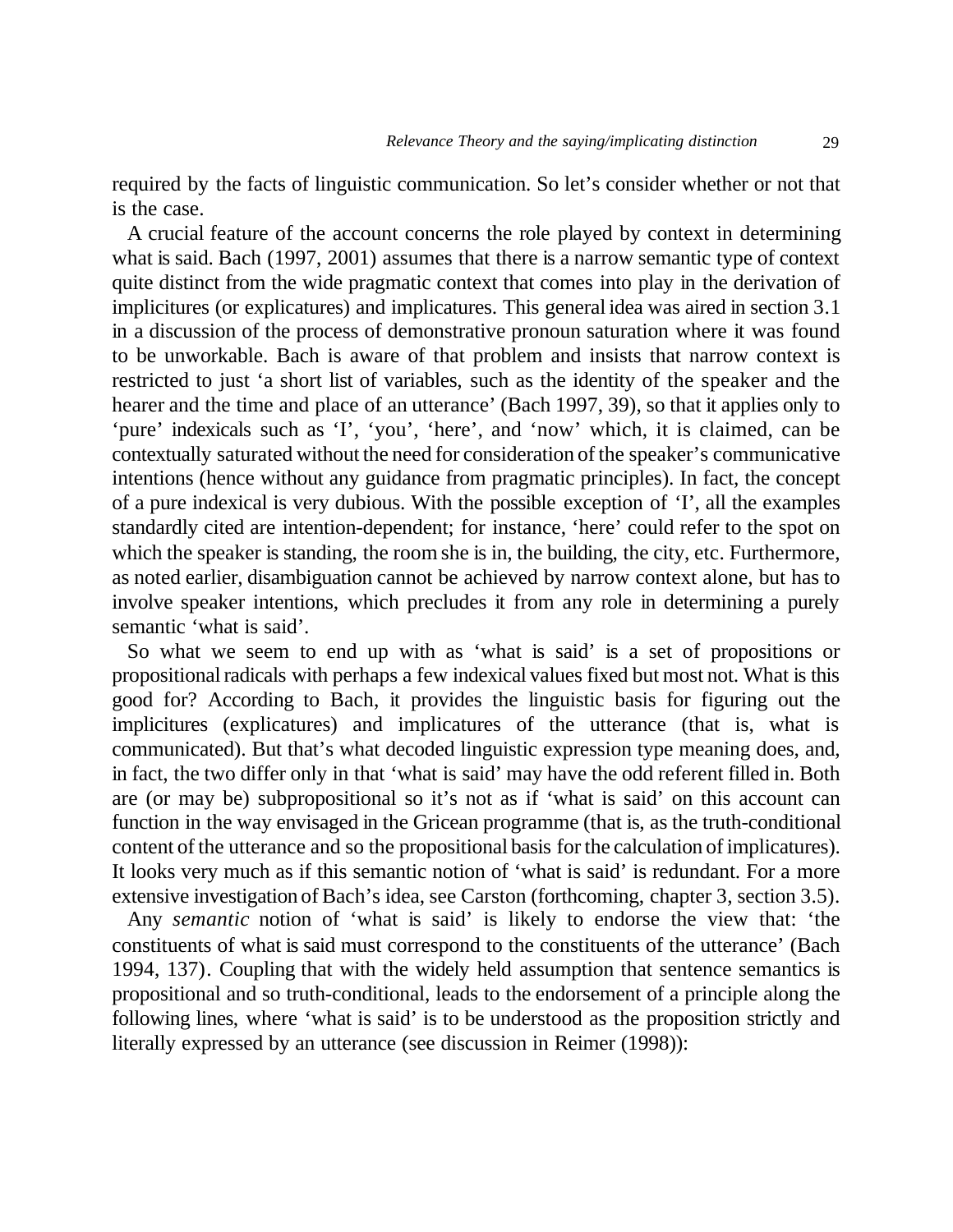required by the facts of linguistic communication. So let's consider whether or not that is the case.

A crucial feature of the account concerns the role played by context in determining what is said. Bach (1997, 2001) assumes that there is a narrow semantic type of context quite distinct from the wide pragmatic context that comes into play in the derivation of implicitures (or explicatures) and implicatures. This general idea was aired in section 3.1 in a discussion of the process of demonstrative pronoun saturation where it was found to be unworkable. Bach is aware of that problem and insists that narrow context is restricted to just 'a short list of variables, such as the identity of the speaker and the hearer and the time and place of an utterance' (Bach 1997, 39), so that it applies only to 'pure' indexicals such as 'I', 'you', 'here', and 'now' which, it is claimed, can be contextually saturated without the need for consideration of the speaker's communicative intentions (hence without any guidance from pragmatic principles). In fact, the concept of a pure indexical is very dubious. With the possible exception of 'I', all the examples standardly cited are intention-dependent; for instance, 'here' could refer to the spot on which the speaker is standing, the room she is in, the building, the city, etc. Furthermore, as noted earlier, disambiguation cannot be achieved by narrow context alone, but has to involve speaker intentions, which precludes it from any role in determining a purely semantic 'what is said'.

So what we seem to end up with as 'what is said' is a set of propositions or propositional radicals with perhaps a few indexical values fixed but most not. What is this good for? According to Bach, it provides the linguistic basis for figuring out the implicitures (explicatures) and implicatures of the utterance (that is, what is communicated). But that's what decoded linguistic expression type meaning does, and, in fact, the two differ only in that 'what is said' may have the odd referent filled in. Both are (or may be) subpropositional so it's not as if 'what is said' on this account can function in the way envisaged in the Gricean programme (that is, as the truth-conditional content of the utterance and so the propositional basis for the calculation of implicatures). It looks very much as if this semantic notion of 'what is said' is redundant. For a more extensive investigation of Bach's idea, see Carston (forthcoming, chapter 3, section 3.5).

Any *semantic* notion of 'what is said' is likely to endorse the view that: 'the constituents of what is said must correspond to the constituents of the utterance' (Bach 1994, 137). Coupling that with the widely held assumption that sentence semantics is propositional and so truth-conditional, leads to the endorsement of a principle along the following lines, where 'what is said' is to be understood as the proposition strictly and literally expressed by an utterance (see discussion in Reimer (1998)):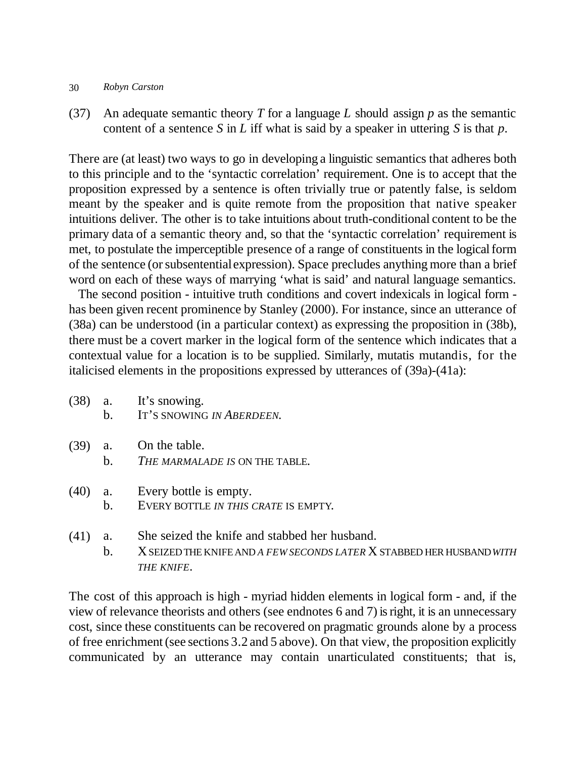(37) An adequate semantic theory *T* for a language *L* should assign *p* as the semantic content of a sentence *S* in *L* iff what is said by a speaker in uttering *S* is that *p*.

There are (at least) two ways to go in developing a linguistic semantics that adheres both to this principle and to the 'syntactic correlation' requirement. One is to accept that the proposition expressed by a sentence is often trivially true or patently false, is seldom meant by the speaker and is quite remote from the proposition that native speaker intuitions deliver. The other is to take intuitions about truth-conditional content to be the primary data of a semantic theory and, so that the 'syntactic correlation' requirement is met, to postulate the imperceptible presence of a range of constituents in the logical form of the sentence (or subsentential expression). Space precludes anything more than a brief word on each of these ways of marrying 'what is said' and natural language semantics.

The second position - intuitive truth conditions and covert indexicals in logical form - has been given recent prominence by Stanley (2000). For instance, since an utterance of (38a) can be understood (in a particular context) as expressing the proposition in (38b), there must be a covert marker in the logical form of the sentence which indicates that a contextual value for a location is to be supplied. Similarly, mutatis mutandis, for the italicised elements in the propositions expressed by utterances of (39a)-(41a):

(38) a. It's snowing.
     b. IT'S SNOWING *IN ABERDEEN*.

(39) a. On the table.
     b. *THE MARMALADE IS* ON THE TABLE.

(40) a. Every bottle is empty.
     b. EVERY BOTTLE *IN THIS CRATE* IS EMPTY.

(41) a. She seized the knife and stabbed her husband.
     b. X SEIZED THE KNIFE AND *A FEW SECONDS LATER* X STABBED HER HUSBAND *WITH THE KNIFE*.

The cost of this approach is high - myriad hidden elements in logical form - and, if the view of relevance theorists and others (see endnotes 6 and 7) is right, it is an unnecessary cost, since these constituents can be recovered on pragmatic grounds alone by a process of free enrichment (see sections 3.2 and 5 above). On that view, the proposition explicitly communicated by an utterance may contain unarticulated constituents; that is,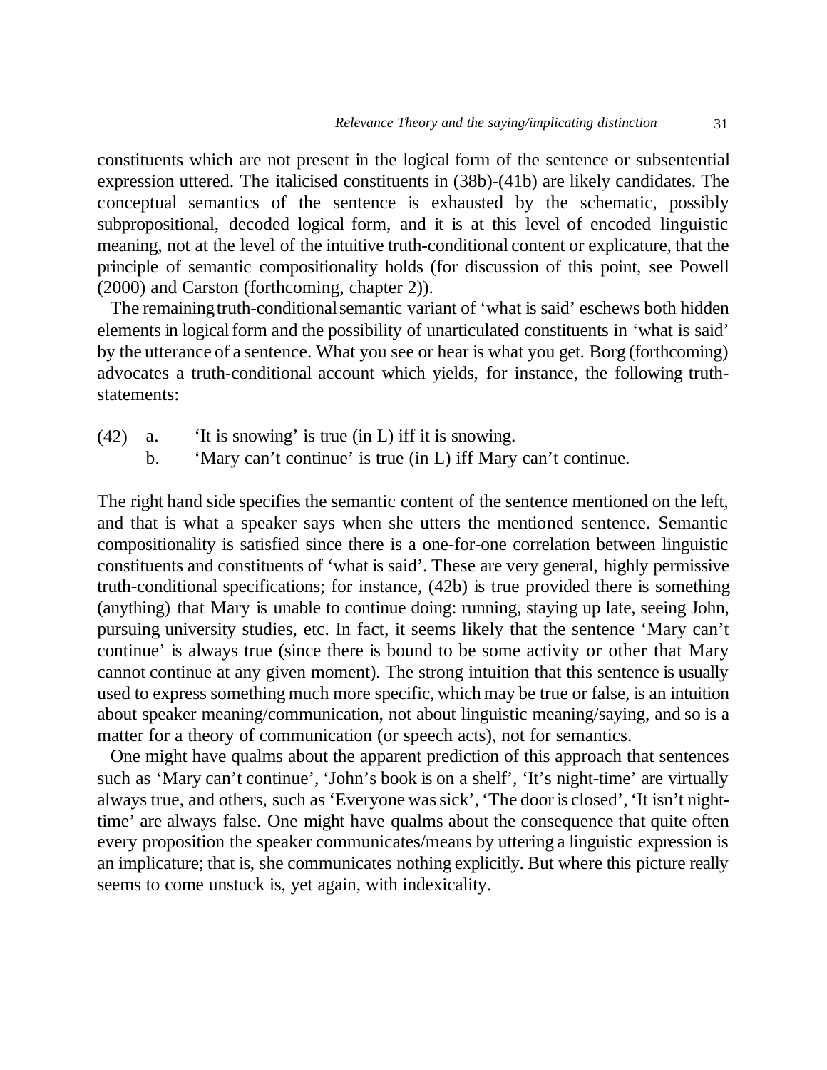constituents which are not present in the logical form of the sentence or subsentential expression uttered. The italicised constituents in (38b)-(41b) are likely candidates. The conceptual semantics of the sentence is exhausted by the schematic, possibly subpropositional, decoded logical form, and it is at this level of encoded linguistic meaning, not at the level of the intuitive truth-conditional content or explicature, that the principle of semantic compositionality holds (for discussion of this point, see Powell (2000) and Carston (forthcoming, chapter 2)).

The remaining truth-conditional semantic variant of 'what is said' eschews both hidden elements in logical form and the possibility of unarticulated constituents in 'what is said' by the utterance of a sentence. What you see or hear is what you get. Borg (forthcoming) advocates a truth-conditional account which yields, for instance, the following truth-statements:

(42) a. 'It is snowing' is true (in L) iff it is snowing.
b. 'Mary can't continue' is true (in L) iff Mary can't continue.

The right hand side specifies the semantic content of the sentence mentioned on the left, and that is what a speaker says when she utters the mentioned sentence. Semantic compositionality is satisfied since there is a one-for-one correlation between linguistic constituents and constituents of 'what is said'. These are very general, highly permissive truth-conditional specifications; for instance, (42b) is true provided there is something (anything) that Mary is unable to continue doing: running, staying up late, seeing John, pursuing university studies, etc. In fact, it seems likely that the sentence 'Mary can't continue' is always true (since there is bound to be some activity or other that Mary cannot continue at any given moment). The strong intuition that this sentence is usually used to express something much more specific, which may be true or false, is an intuition about speaker meaning/communication, not about linguistic meaning/saying, and so is a matter for a theory of communication (or speech acts), not for semantics.

One might have qualms about the apparent prediction of this approach that sentences such as 'Mary can't continue', 'John's book is on a shelf', 'It's night-time' are virtually always true, and others, such as 'Everyone was sick', 'The door is closed', 'It isn't night-time' are always false. One might have qualms about the consequence that quite often every proposition the speaker communicates/means by uttering a linguistic expression is an implicature; that is, she communicates nothing explicitly. But where this picture really seems to come unstuck is, yet again, with indexicality.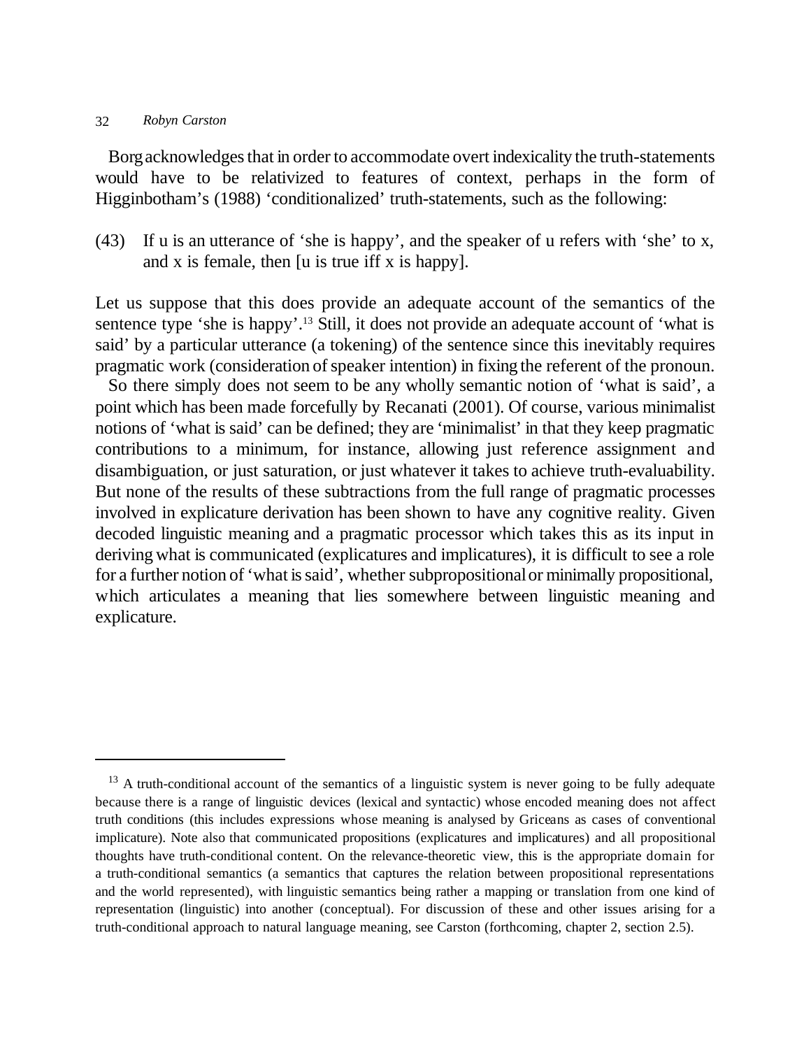Borg acknowledges that in order to accommodate overt indexicality the truth-statements would have to be relativized to features of context, perhaps in the form of Higginbotham's (1988) 'conditionalized' truth-statements, such as the following:

(43) If u is an utterance of 'she is happy', and the speaker of u refers with 'she' to x, and x is female, then [u is true iff x is happy].

Let us suppose that this does provide an adequate account of the semantics of the sentence type 'she is happy'.[13] Still, it does not provide an adequate account of 'what is said' by a particular utterance (a tokening) of the sentence since this inevitably requires pragmatic work (consideration of speaker intention) in fixing the referent of the pronoun.

So there simply does not seem to be any wholly semantic notion of 'what is said', a point which has been made forcefully by Recanati (2001). Of course, various minimalist notions of 'what is said' can be defined; they are 'minimalist' in that they keep pragmatic contributions to a minimum, for instance, allowing just reference assignment and disambiguation, or just saturation, or just whatever it takes to achieve truth-evaluability. But none of the results of these subtractions from the full range of pragmatic processes involved in explicature derivation has been shown to have any cognitive reality. Given decoded linguistic meaning and a pragmatic processor which takes this as its input in deriving what is communicated (explicatures and implicatures), it is difficult to see a role for a further notion of 'what is said', whether subpropositional or minimally propositional, which articulates a meaning that lies somewhere between linguistic meaning and explicature.

---

[13] A truth-conditional account of the semantics of a linguistic system is never going to be fully adequate because there is a range of linguistic devices (lexical and syntactic) whose encoded meaning does not affect truth conditions (this includes expressions whose meaning is analysed by Griceans as cases of conventional implicature). Note also that communicated propositions (explicatures and implicatures) and all propositional thoughts have truth-conditional content. On the relevance-theoretic view, this is the appropriate domain for a truth-conditional semantics (a semantics that captures the relation between propositional representations and the world represented), with linguistic semantics being rather a mapping or translation from one kind of representation (linguistic) into another (conceptual). For discussion of these and other issues arising for a truth-conditional approach to natural language meaning, see Carston (forthcoming, chapter 2, section 2.5).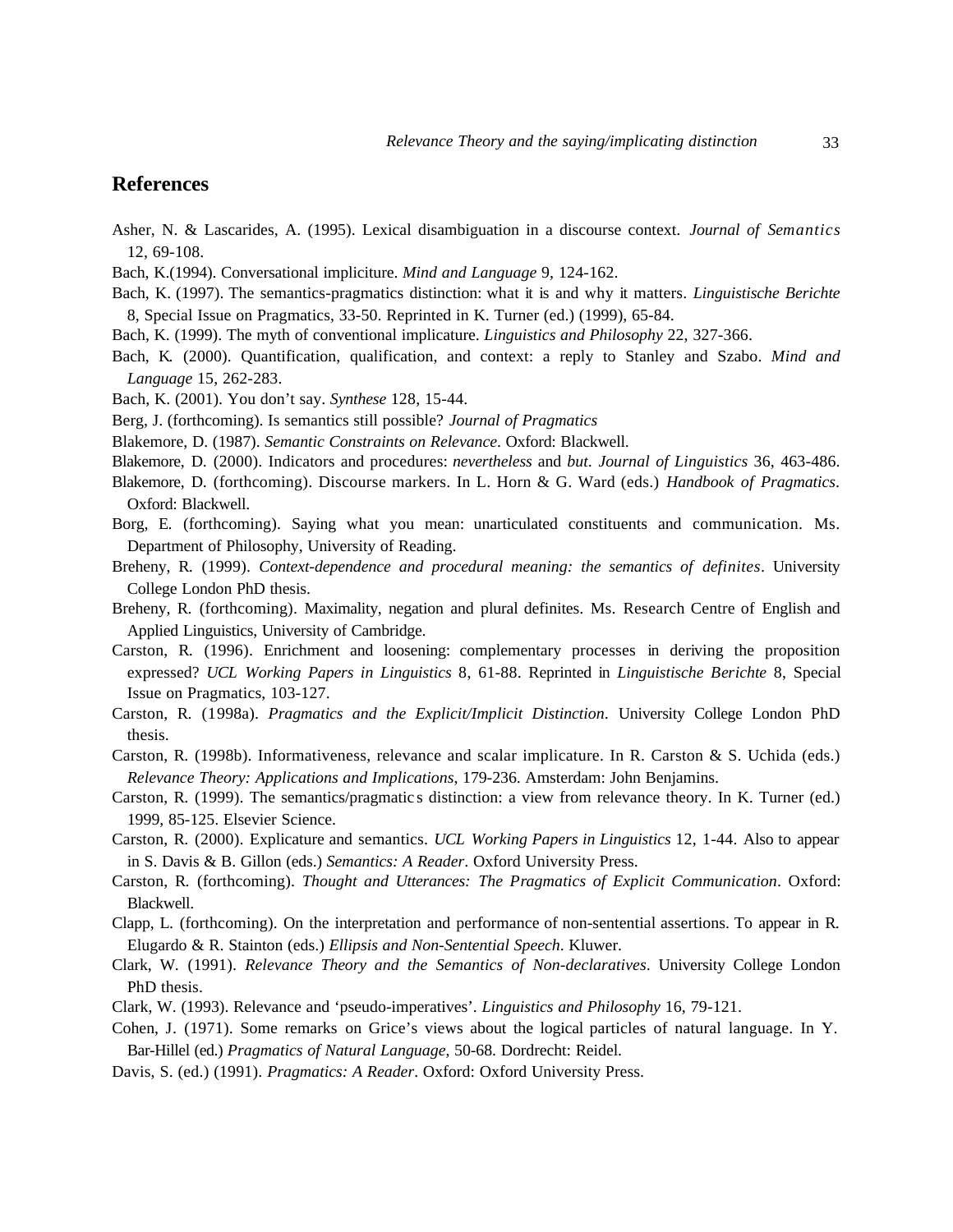## References

Asher, N. & Lascarides, A. (1995). Lexical disambiguation in a discourse context. *Journal of Semantics* 12, 69-108.

Bach, K.(1994). Conversational impliciture. *Mind and Language* 9, 124-162.

Bach, K. (1997). The semantics-pragmatics distinction: what it is and why it matters. *Linguistische Berichte* 8, Special Issue on Pragmatics, 33-50. Reprinted in K. Turner (ed.) (1999), 65-84.

Bach, K. (1999). The myth of conventional implicature. *Linguistics and Philosophy* 22, 327-366.

Bach, K. (2000). Quantification, qualification, and context: a reply to Stanley and Szabo. *Mind and Language* 15, 262-283.

Bach, K. (2001). You don't say. *Synthese* 128, 15-44.

Berg, J. (forthcoming). Is semantics still possible? *Journal of Pragmatics*

Blakemore, D. (1987). *Semantic Constraints on Relevance*. Oxford: Blackwell.

Blakemore, D. (2000). Indicators and procedures: *nevertheless* and *but*. *Journal of Linguistics* 36, 463-486.

Blakemore, D. (forthcoming). Discourse markers. In L. Horn & G. Ward (eds.) *Handbook of Pragmatics*. Oxford: Blackwell.

Borg, E. (forthcoming). Saying what you mean: unarticulated constituents and communication. Ms. Department of Philosophy, University of Reading.

Breheny, R. (1999). *Context-dependence and procedural meaning: the semantics of definites*. University College London PhD thesis.

Breheny, R. (forthcoming). Maximality, negation and plural definites. Ms. Research Centre of English and Applied Linguistics, University of Cambridge.

Carston, R. (1996). Enrichment and loosening: complementary processes in deriving the proposition expressed? *UCL Working Papers in Linguistics* 8, 61-88. Reprinted in *Linguistische Berichte* 8, Special Issue on Pragmatics, 103-127.

Carston, R. (1998a). *Pragmatics and the Explicit/Implicit Distinction*. University College London PhD thesis.

Carston, R. (1998b). Informativeness, relevance and scalar implicature. In R. Carston & S. Uchida (eds.) *Relevance Theory: Applications and Implications*, 179-236. Amsterdam: John Benjamins.

Carston, R. (1999). The semantics/pragmatics distinction: a view from relevance theory. In K. Turner (ed.) 1999, 85-125. Elsevier Science.

Carston, R. (2000). Explicature and semantics. *UCL Working Papers in Linguistics* 12, 1-44. Also to appear in S. Davis & B. Gillon (eds.) *Semantics: A Reader*. Oxford University Press.

Carston, R. (forthcoming). *Thought and Utterances: The Pragmatics of Explicit Communication*. Oxford: Blackwell.

Clapp, L. (forthcoming). On the interpretation and performance of non-sentential assertions. To appear in R. Elugardo & R. Stainton (eds.) *Ellipsis and Non-Sentential Speech*. Kluwer.

Clark, W. (1991). *Relevance Theory and the Semantics of Non-declaratives*. University College London PhD thesis.

Clark, W. (1993). Relevance and 'pseudo-imperatives'. *Linguistics and Philosophy* 16, 79-121.

Cohen, J. (1971). Some remarks on Grice's views about the logical particles of natural language. In Y. Bar-Hillel (ed.) *Pragmatics of Natural Language*, 50-68. Dordrecht: Reidel.

Davis, S. (ed.) (1991). *Pragmatics: A Reader*. Oxford: Oxford University Press.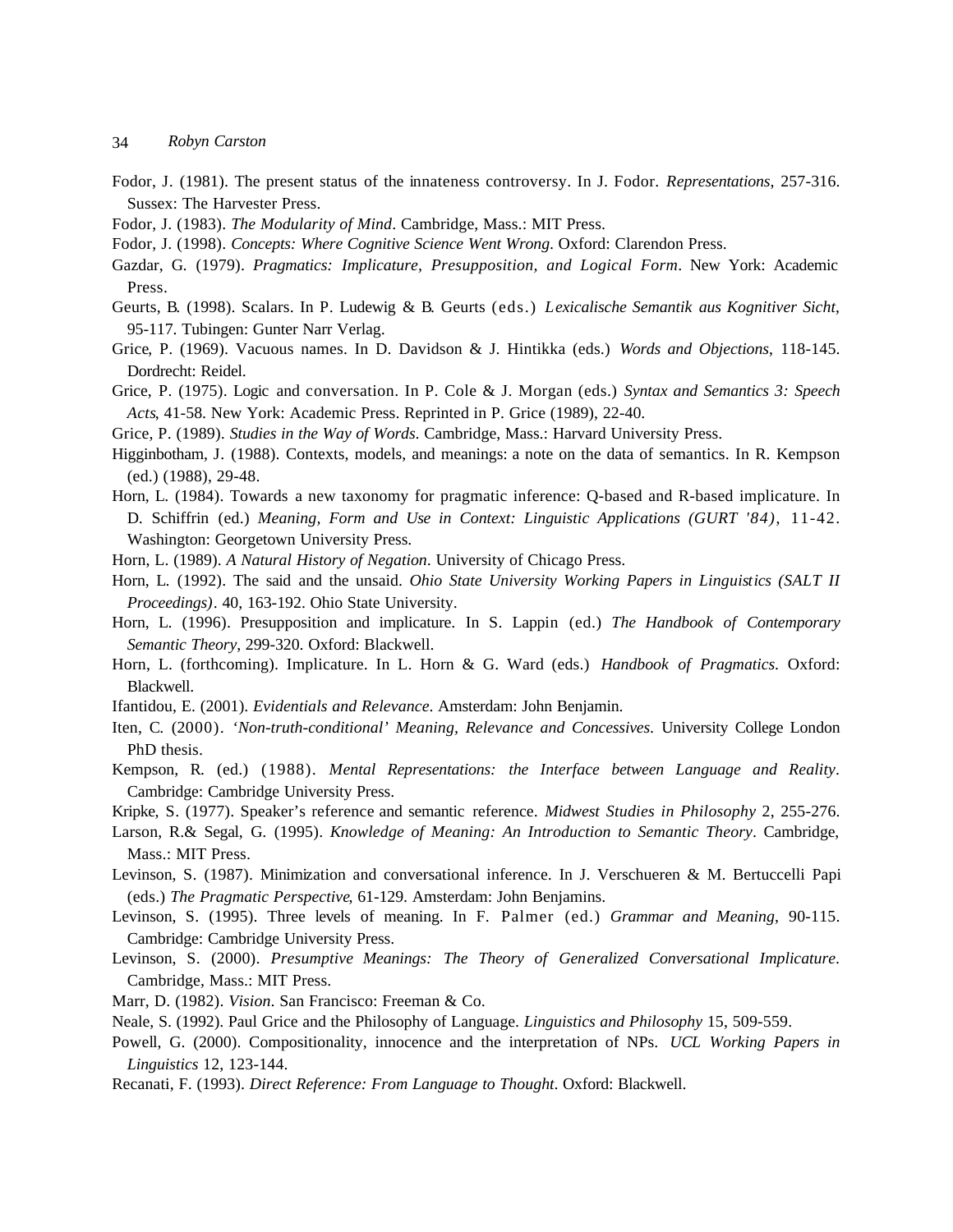Fodor, J. (1981). The present status of the innateness controversy. In J. Fodor. *Representations*, 257-316. Sussex: The Harvester Press.

Fodor, J. (1983). *The Modularity of Mind*. Cambridge, Mass.: MIT Press.

Fodor, J. (1998). *Concepts: Where Cognitive Science Went Wrong*. Oxford: Clarendon Press.

Gazdar, G. (1979). *Pragmatics: Implicature, Presupposition, and Logical Form*. New York: Academic Press.

Geurts, B. (1998). Scalars. In P. Ludewig & B. Geurts (eds.) *Lexicalische Semantik aus Kognitiver Sicht*, 95-117. Tubingen: Gunter Narr Verlag.

Grice, P. (1969). Vacuous names. In D. Davidson & J. Hintikka (eds.) *Words and Objections*, 118-145. Dordrecht: Reidel.

Grice, P. (1975). Logic and conversation. In P. Cole & J. Morgan (eds.) *Syntax and Semantics 3: Speech Acts*, 41-58. New York: Academic Press. Reprinted in P. Grice (1989), 22-40.

Grice, P. (1989). *Studies in the Way of Words*. Cambridge, Mass.: Harvard University Press.

Higginbotham, J. (1988). Contexts, models, and meanings: a note on the data of semantics. In R. Kempson (ed.) (1988), 29-48.

Horn, L. (1984). Towards a new taxonomy for pragmatic inference: Q-based and R-based implicature. In D. Schiffrin (ed.) *Meaning, Form and Use in Context: Linguistic Applications (GURT '84)*, 11-42. Washington: Georgetown University Press.

Horn, L. (1989). *A Natural History of Negation*. University of Chicago Press.

Horn, L. (1992). The said and the unsaid. *Ohio State University Working Papers in Linguistics (SALT II Proceedings)*. 40, 163-192. Ohio State University.

Horn, L. (1996). Presupposition and implicature. In S. Lappin (ed.) *The Handbook of Contemporary Semantic Theory*, 299-320. Oxford: Blackwell.

Horn, L. (forthcoming). Implicature. In L. Horn & G. Ward (eds.) *Handbook of Pragmatics*. Oxford: Blackwell.

Ifantidou, E. (2001). *Evidentials and Relevance*. Amsterdam: John Benjamin.

Iten, C. (2000). *'Non-truth-conditional' Meaning, Relevance and Concessives*. University College London PhD thesis.

Kempson, R. (ed.) (1988). *Mental Representations: the Interface between Language and Reality*. Cambridge: Cambridge University Press.

Kripke, S. (1977). Speaker's reference and semantic reference. *Midwest Studies in Philosophy* 2, 255-276.

Larson, R.& Segal, G. (1995). *Knowledge of Meaning: An Introduction to Semantic Theory*. Cambridge, Mass.: MIT Press.

Levinson, S. (1987). Minimization and conversational inference. In J. Verschueren & M. Bertuccelli Papi (eds.) *The Pragmatic Perspective*, 61-129. Amsterdam: John Benjamins.

Levinson, S. (1995). Three levels of meaning. In F. Palmer (ed.) *Grammar and Meaning*, 90-115. Cambridge: Cambridge University Press.

Levinson, S. (2000). *Presumptive Meanings: The Theory of Generalized Conversational Implicature*. Cambridge, Mass.: MIT Press.

Marr, D. (1982). *Vision*. San Francisco: Freeman & Co.

Neale, S. (1992). Paul Grice and the Philosophy of Language. *Linguistics and Philosophy* 15, 509-559.

Powell, G. (2000). Compositionality, innocence and the interpretation of NPs. *UCL Working Papers in Linguistics* 12, 123-144.

Recanati, F. (1993). *Direct Reference: From Language to Thought*. Oxford: Blackwell.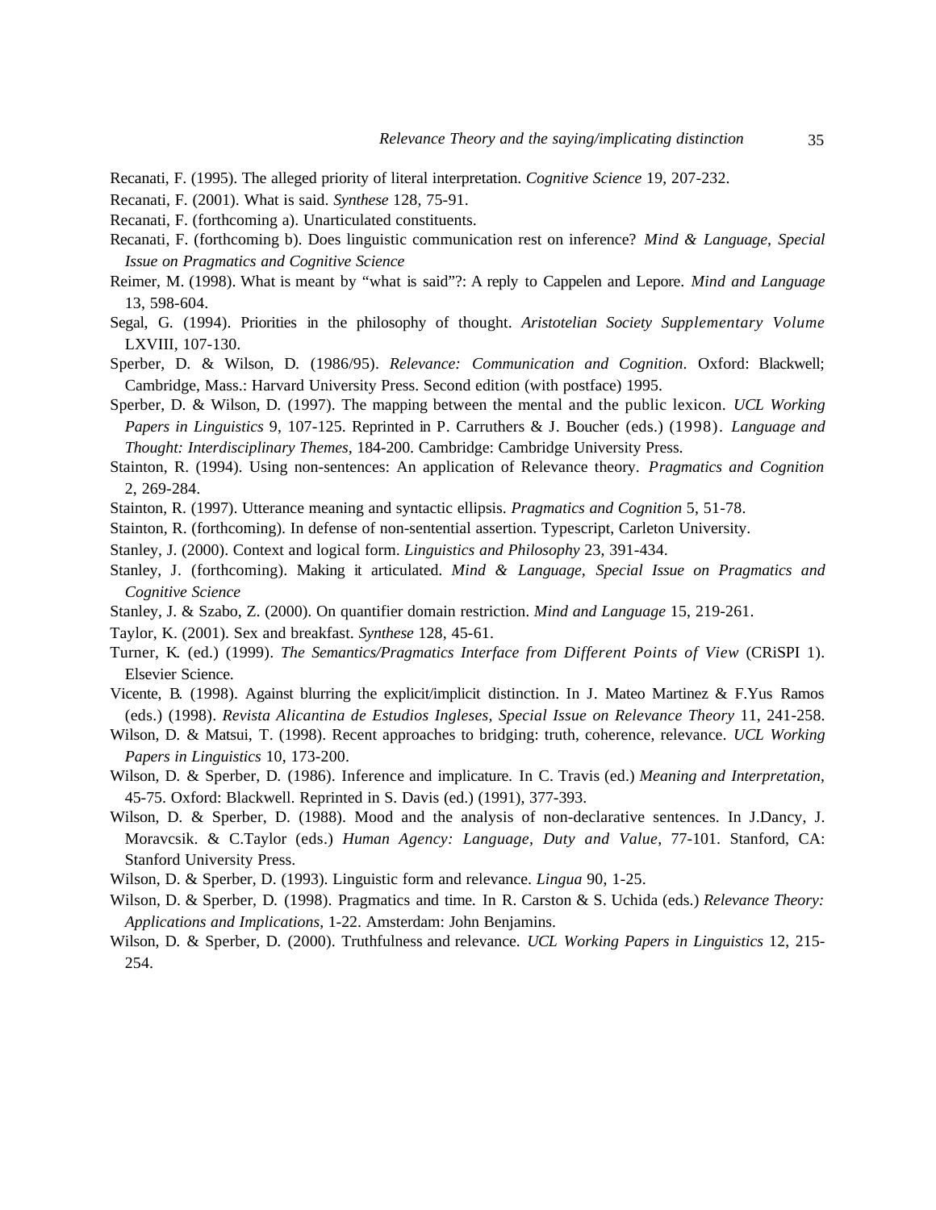Recanati, F. (1995). The alleged priority of literal interpretation. *Cognitive Science* 19, 207-232.

Recanati, F. (2001). What is said. *Synthese* 128, 75-91.

Recanati, F. (forthcoming a). Unarticulated constituents.

Recanati, F. (forthcoming b). Does linguistic communication rest on inference? *Mind & Language, Special Issue on Pragmatics and Cognitive Science*

Reimer, M. (1998). What is meant by "what is said"?: A reply to Cappelen and Lepore. *Mind and Language* 13, 598-604.

Segal, G. (1994). Priorities in the philosophy of thought. *Aristotelian Society Supplementary Volume* LXVIII, 107-130.

Sperber, D. & Wilson, D. (1986/95). *Relevance: Communication and Cognition*. Oxford: Blackwell; Cambridge, Mass.: Harvard University Press. Second edition (with postface) 1995.

Sperber, D. & Wilson, D. (1997). The mapping between the mental and the public lexicon. *UCL Working Papers in Linguistics* 9, 107-125. Reprinted in P. Carruthers & J. Boucher (eds.) (1998). *Language and Thought: Interdisciplinary Themes*, 184-200. Cambridge: Cambridge University Press.

Stainton, R. (1994). Using non-sentences: An application of Relevance theory. *Pragmatics and Cognition* 2, 269-284.

Stainton, R. (1997). Utterance meaning and syntactic ellipsis. *Pragmatics and Cognition* 5, 51-78.

Stainton, R. (forthcoming). In defense of non-sentential assertion. Typescript, Carleton University.

Stanley, J. (2000). Context and logical form. *Linguistics and Philosophy* 23, 391-434.

Stanley, J. (forthcoming). Making it articulated. *Mind & Language, Special Issue on Pragmatics and Cognitive Science*

Stanley, J. & Szabo, Z. (2000). On quantifier domain restriction. *Mind and Language* 15, 219-261.

Taylor, K. (2001). Sex and breakfast. *Synthese* 128, 45-61.

Turner, K. (ed.) (1999). *The Semantics/Pragmatics Interface from Different Points of View* (CRiSPI 1). Elsevier Science.

Vicente, B. (1998). Against blurring the explicit/implicit distinction. In J. Mateo Martinez & F.Yus Ramos (eds.) (1998). *Revista Alicantina de Estudios Ingleses, Special Issue on Relevance Theory* 11, 241-258.

Wilson, D. & Matsui, T. (1998). Recent approaches to bridging: truth, coherence, relevance. *UCL Working Papers in Linguistics* 10, 173-200.

Wilson, D. & Sperber, D. (1986). Inference and implicature. In C. Travis (ed.) *Meaning and Interpretation*, 45-75. Oxford: Blackwell. Reprinted in S. Davis (ed.) (1991), 377-393.

Wilson, D. & Sperber, D. (1988). Mood and the analysis of non-declarative sentences. In J.Dancy, J. Moravcsik. & C.Taylor (eds.) *Human Agency: Language, Duty and Value*, 77-101. Stanford, CA: Stanford University Press.

Wilson, D. & Sperber, D. (1993). Linguistic form and relevance. *Lingua* 90, 1-25.

Wilson, D. & Sperber, D. (1998). Pragmatics and time. In R. Carston & S. Uchida (eds.) *Relevance Theory: Applications and Implications*, 1-22. Amsterdam: John Benjamins.

Wilson, D. & Sperber, D. (2000). Truthfulness and relevance. *UCL Working Papers in Linguistics* 12, 215-254.